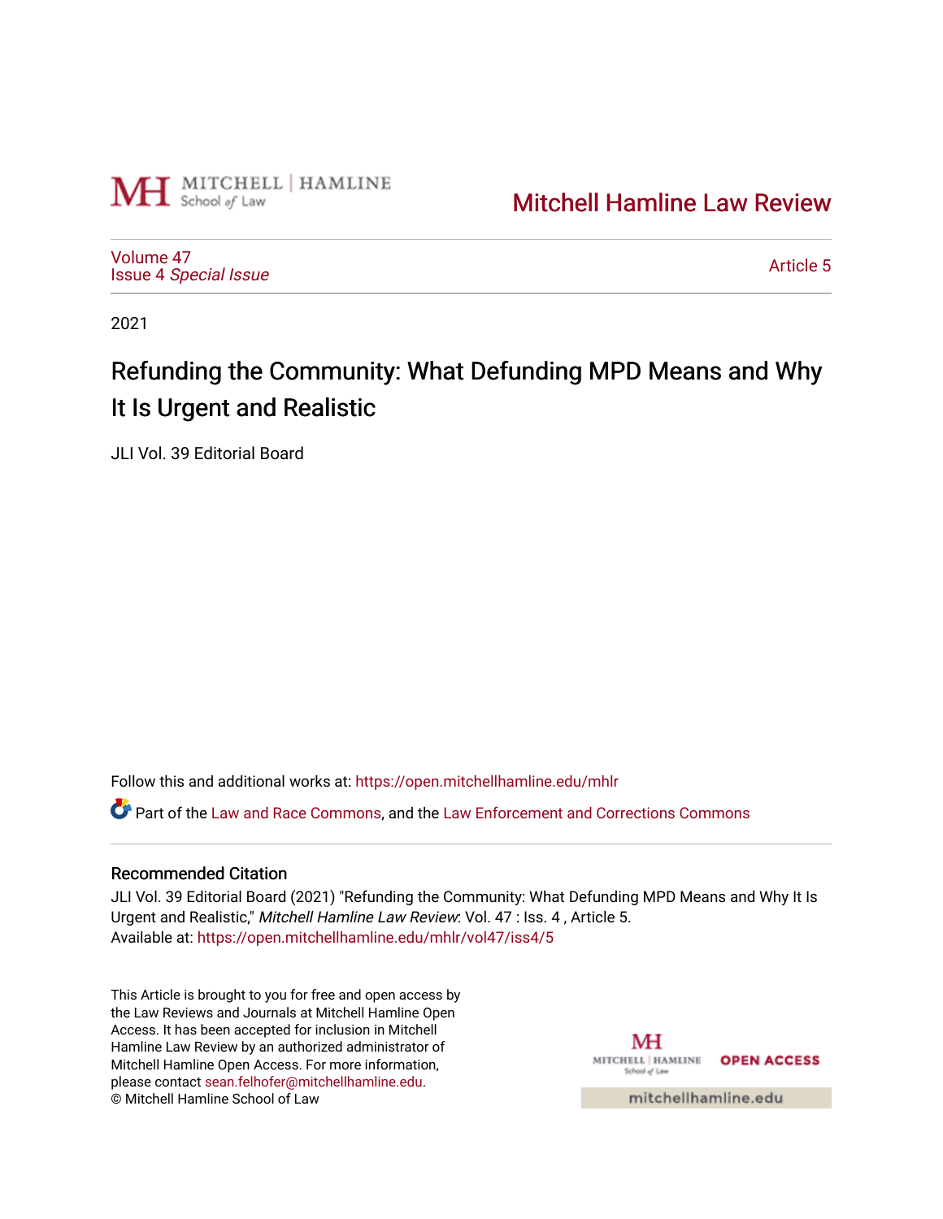Mitchell Hamline Law Review

Volume 47
Issue 4 *Special Issue*

Article 5

2021

# Refunding the Community: What Defunding MPD Means and Why It Is Urgent and Realistic

JLI Vol. 39 Editorial Board

Follow this and additional works at: https://open.mitchellhamline.edu/mhlr

Part of the Law and Race Commons, and the Law Enforcement and Corrections Commons

## Recommended Citation

JLI Vol. 39 Editorial Board (2021) "Refunding the Community: What Defunding MPD Means and Why It Is Urgent and Realistic," *Mitchell Hamline Law Review*: Vol. 47 : Iss. 4 , Article 5.
Available at: https://open.mitchellhamline.edu/mhlr/vol47/iss4/5

This Article is brought to you for free and open access by the Law Reviews and Journals at Mitchell Hamline Open Access. It has been accepted for inclusion in Mitchell Hamline Law Review by an authorized administrator of Mitchell Hamline Open Access. For more information, please contact sean.felhofer@mitchellhamline.edu.
© Mitchell Hamline School of Law

OPEN ACCESS

mitchellhamline.edu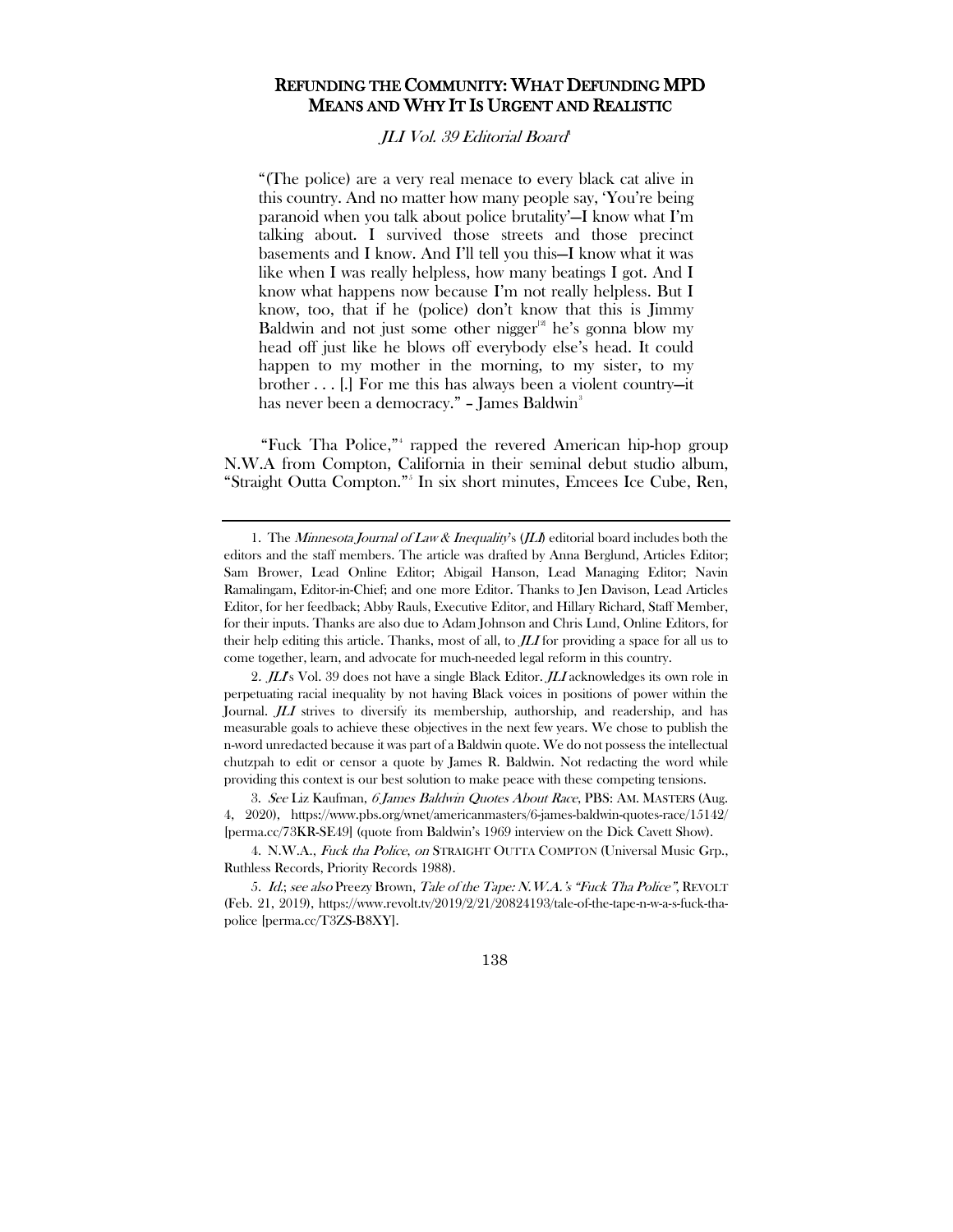# REFUNDING THE COMMUNITY: WHAT DEFUNDING MPD MEANS AND WHY IT IS URGENT AND REALISTIC

*JLI Vol. 39 Editorial Board*[1]

> "(The police) are a very real menace to every black cat alive in this country. And no matter how many people say, 'You're being paranoid when you talk about police brutality'—I know what I'm talking about. I survived those streets and those precinct basements and I know. And I'll tell you this—I know what it was like when I was really helpless, how many beatings I got. And I know what happens now because I'm not really helpless. But I know, too, that if he (police) don't know that this is Jimmy Baldwin and not just some other nigger[2] he's gonna blow my head off just like he blows off everybody else's head. It could happen to my mother in the morning, to my sister, to my brother . . . [.] For me this has always been a violent country—it has never been a democracy." – James Baldwin[3]

"Fuck Tha Police,"[4] rapped the revered American hip-hop group N.W.A from Compton, California in their seminal debut studio album, "Straight Outta Compton."[5] In six short minutes, Emcees Ice Cube, Ren,

---

1. The *Minnesota Journal of Law & Inequality*'s (*JLI*) editorial board includes both the editors and the staff members. The article was drafted by Anna Berglund, Articles Editor; Sam Brower, Lead Online Editor; Abigail Hanson, Lead Managing Editor; Navin Ramalingam, Editor-in-Chief; and one more Editor. Thanks to Jen Davison, Lead Articles Editor, for her feedback; Abby Rauls, Executive Editor, and Hillary Richard, Staff Member, for their inputs. Thanks are also due to Adam Johnson and Chris Lund, Online Editors, for their help editing this article. Thanks, most of all, to *JLI* for providing a space for all us to come together, learn, and advocate for much-needed legal reform in this country.

2. *JLI*'s Vol. 39 does not have a single Black Editor. *JLI* acknowledges its own role in perpetuating racial inequality by not having Black voices in positions of power within the Journal. *JLI* strives to diversify its membership, authorship, and readership, and has measurable goals to achieve these objectives in the next few years. We chose to publish the n-word unredacted because it was part of a Baldwin quote. We do not possess the intellectual chutzpah to edit or censor a quote by James R. Baldwin. Not redacting the word while providing this context is our best solution to make peace with these competing tensions.

3. *See* Liz Kaufman, *6 James Baldwin Quotes About Race*, PBS: AM. MASTERS (Aug. 4, 2020), https://www.pbs.org/wnet/americanmasters/6-james-baldwin-quotes-race/15142/ [perma.cc/73KR-SE49] (quote from Baldwin's 1969 interview on the Dick Cavett Show).

4. N.W.A., *Fuck tha Police*, *on* STRAIGHT OUTTA COMPTON (Universal Music Grp., Ruthless Records, Priority Records 1988).

5. *Id.*; *see also* Preezy Brown, *Tale of the Tape: N.W.A.'s "Fuck Tha Police"*, REVOLT (Feb. 21, 2019), https://www.revolt.tv/2019/2/21/20824193/tale-of-the-tape-n-w-a-s-fuck-tha-police [perma.cc/T3ZS-B8XY].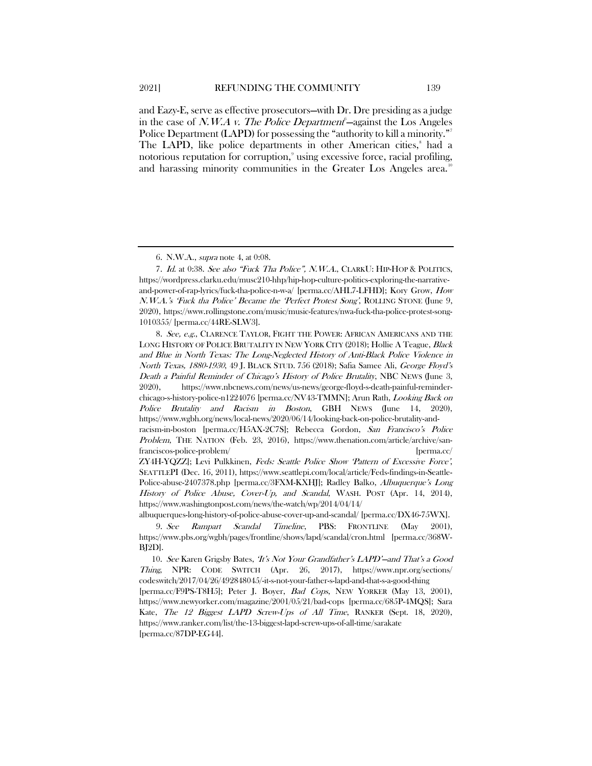and Eazy-E, serve as effective prosecutors—with Dr. Dre presiding as a judge in the case of *N.W.A v. The Police Department*[6]—against the Los Angeles Police Department (LAPD) for possessing the "authority to kill a minority."[7] The LAPD, like police departments in other American cities,[8] had a notorious reputation for corruption,[9] using excessive force, racial profiling, and harassing minority communities in the Greater Los Angeles area.[10]

---

6. N.W.A., *supra* note 4, at 0:08.

7. *Id.* at 0:38. *See also "Fuck Tha Police", N.W.A.*, CLARKU: HIP-HOP & POLITICS, https://wordpress.clarku.edu/musc210-hhp/hip-hop-culture-politics-exploring-the-narrative-and-power-of-rap-lyrics/fuck-tha-police-n-w-a/ [perma.cc/AHL7-LFHD]; Kory Grow, *How N.W.A.'s 'Fuck tha Police' Became the 'Perfect Protest Song'*, ROLLING STONE (June 9, 2020), https://www.rollingstone.com/music/music-features/nwa-fuck-tha-police-protest-song-1010355/ [perma.cc/44RE-SLW3].

8. *See, e.g.*, CLARENCE TAYLOR, FIGHT THE POWER: AFRICAN AMERICANS AND THE LONG HISTORY OF POLICE BRUTALITY IN NEW YORK CITY (2018); Hollie A Teague, *Black and Blue in North Texas: The Long-Neglected History of Anti-Black Police Violence in North Texas, 1880-1930*, 49 J. BLACK STUD. 756 (2018); Safia Samee Ali, *George Floyd's Death a Painful Reminder of Chicago's History of Police Brutality*, NBC NEWS (June 3, 2020), https://www.nbcnews.com/news/us-news/george-floyd-s-death-painful-reminder-chicago-s-history-police-n1224076 [perma.cc/NV43-TMMN]; Arun Rath, *Looking Back on Police Brutality and Racism in Boston*, GBH NEWS (June 14, 2020), https://www.wgbh.org/news/local-news/2020/06/14/looking-back-on-police-brutality-and-racism-in-boston [perma.cc/H5AX-2C7S]; Rebecca Gordon, *San Francisco's Police Problem*, THE NATION (Feb. 23, 2016), https://www.thenation.com/article/archive/san-franciscos-police-problem/ [perma.cc/ZY4H-YQZZ]; Levi Pulkkinen, *Feds: Seattle Police Show 'Pattern of Excessive Force'*, SEATTLEPI (Dec. 16, 2011), https://www.seattlepi.com/local/article/Feds-findings-in-Seattle-Police-abuse-2407378.php [perma.cc/3FXM-KXHJ]; Radley Balko, *Albuquerque's Long History of Police Abuse, Cover-Up, and Scandal*, WASH. POST (Apr. 14, 2014), https://www.washingtonpost.com/news/the-watch/wp/2014/04/14/albuquerques-long-history-of-police-abuse-cover-up-and-scandal/ [perma.cc/DX46-75WX].

9. *See Rampart Scandal Timeline*, PBS: FRONTLINE (May 2001), https://www.pbs.org/wgbh/pages/frontline/shows/lapd/scandal/cron.html [perma.cc/368W-BJ2D].

10. *See* Karen Grigsby Bates, *'It's Not Your Grandfather's LAPD'—and That's a Good Thing*, NPR: CODE SWITCH (Apr. 26, 2017), https://www.npr.org/sections/codeswitch/2017/04/26/492848045/-it-s-not-your-father-s-lapd-and-that-s-a-good-thing [perma.cc/F9PS-T8H5]; Peter J. Boyer, *Bad Cops*, NEW YORKER (May 13, 2001), https://www.newyorker.com/magazine/2001/05/21/bad-cops [perma.cc/685P-4MQS]; Sara Kate, *The 12 Biggest LAPD Screw-Ups of All Time*, RANKER (Sept. 18, 2020), https://www.ranker.com/list/the-13-biggest-lapd-screw-ups-of-all-time/sarakate [perma.cc/87DP-EG44].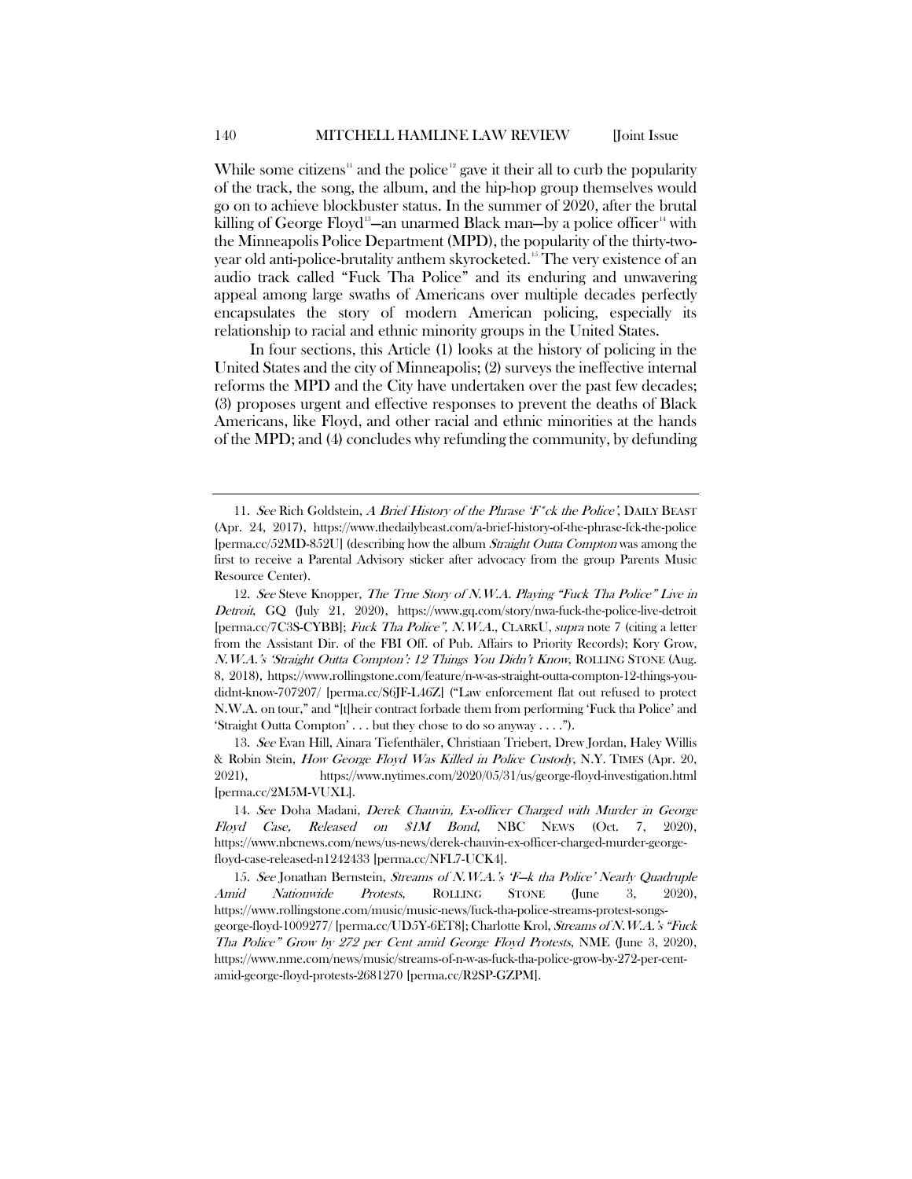While some citizens[11] and the police[12] gave it their all to curb the popularity of the track, the song, the album, and the hip-hop group themselves would go on to achieve blockbuster status. In the summer of 2020, after the brutal killing of George Floyd[13]—an unarmed Black man—by a police officer[14] with the Minneapolis Police Department (MPD), the popularity of the thirty-two-year old anti-police-brutality anthem skyrocketed.[15] The very existence of an audio track called "Fuck Tha Police" and its enduring and unwavering appeal among large swaths of Americans over multiple decades perfectly encapsulates the story of modern American policing, especially its relationship to racial and ethnic minority groups in the United States.

In four sections, this Article (1) looks at the history of policing in the United States and the city of Minneapolis; (2) surveys the ineffective internal reforms the MPD and the City have undertaken over the past few decades; (3) proposes urgent and effective responses to prevent the deaths of Black Americans, like Floyd, and other racial and ethnic minorities at the hands of the MPD; and (4) concludes why refunding the community, by defunding

---

11. *See* Rich Goldstein, *A Brief History of the Phrase 'F\*ck the Police'*, DAILY BEAST (Apr. 24, 2017), https://www.thedailybeast.com/a-brief-history-of-the-phrase-fck-the-police [perma.cc/52MD-852U] (describing how the album *Straight Outta Compton* was among the first to receive a Parental Advisory sticker after advocacy from the group Parents Music Resource Center).

12. *See* Steve Knopper, *The True Story of N.W.A. Playing "Fuck Tha Police" Live in Detroit*, GQ (July 21, 2020), https://www.gq.com/story/nwa-fuck-the-police-live-detroit [perma.cc/7C3S-CYBB]; *Fuck Tha Police", N.W.A.*, CLARKU, *supra* note 7 (citing a letter from the Assistant Dir. of the FBI Off. of Pub. Affairs to Priority Records); Kory Grow, *N.W.A.'s 'Straight Outta Compton': 12 Things You Didn't Know*, ROLLING STONE (Aug. 8, 2018), https://www.rollingstone.com/feature/n-w-as-straight-outta-compton-12-things-you-didnt-know-707207/ [perma.cc/S6JF-L46Z] ("Law enforcement flat out refused to protect N.W.A. on tour," and "[t]heir contract forbade them from performing 'Fuck tha Police' and 'Straight Outta Compton' . . . but they chose to do so anyway . . . .").

13. *See* Evan Hill, Ainara Tiefenthäler, Christiaan Triebert, Drew Jordan, Haley Willis & Robin Stein, *How George Floyd Was Killed in Police Custody*, N.Y. TIMES (Apr. 20, 2021), https://www.nytimes.com/2020/05/31/us/george-floyd-investigation.html [perma.cc/2M5M-VUXL].

14. *See* Doha Madani, *Derek Chauvin, Ex-officer Charged with Murder in George Floyd Case, Released on $1M Bond*, NBC NEWS (Oct. 7, 2020), https://www.nbcnews.com/news/us-news/derek-chauvin-ex-officer-charged-murder-george-floyd-case-released-n1242433 [perma.cc/NFL7-UCK4].

15. *See* Jonathan Bernstein, *Streams of N.W.A.'s 'F—k tha Police' Nearly Quadruple Amid Nationwide Protests*, ROLLING STONE (June 3, 2020), https://www.rollingstone.com/music/music-news/fuck-tha-police-streams-protest-songs-george-floyd-1009277/ [perma.cc/UD5Y-6ET8]; Charlotte Krol, *Streams of N.W.A.'s "Fuck Tha Police" Grow by 272 per Cent amid George Floyd Protests*, NME (June 3, 2020), https://www.nme.com/news/music/streams-of-n-w-as-fuck-tha-police-grow-by-272-per-cent-amid-george-floyd-protests-2681270 [perma.cc/R2SP-GZPM].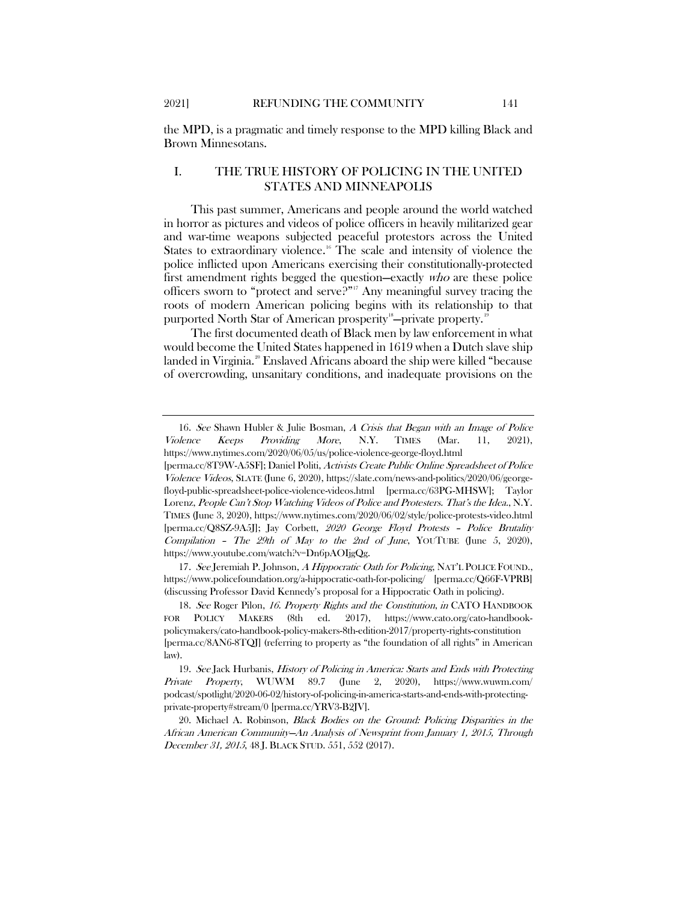the MPD, is a pragmatic and timely response to the MPD killing Black and Brown Minnesotans.

## I. THE TRUE HISTORY OF POLICING IN THE UNITED STATES AND MINNEAPOLIS

This past summer, Americans and people around the world watched in horror as pictures and videos of police officers in heavily militarized gear and war-time weapons subjected peaceful protestors across the United States to extraordinary violence.[16] The scale and intensity of violence the police inflicted upon Americans exercising their constitutionally-protected first amendment rights begged the question—exactly *who* are these police officers sworn to "protect and serve?"[17] Any meaningful survey tracing the roots of modern American policing begins with its relationship to that purported North Star of American prosperity[18]—private property.[19]

The first documented death of Black men by law enforcement in what would become the United States happened in 1619 when a Dutch slave ship landed in Virginia.[20] Enslaved Africans aboard the ship were killed "because of overcrowding, unsanitary conditions, and inadequate provisions on the

---

16. *See* Shawn Hubler & Julie Bosman, *A Crisis that Began with an Image of Police Violence Keeps Providing More*, N.Y. TIMES (Mar. 11, 2021), https://www.nytimes.com/2020/06/05/us/police-violence-george-floyd.html [perma.cc/8T9W-A5SF]; Daniel Politi, *Activists Create Public Online Spreadsheet of Police Violence Videos*, SLATE (June 6, 2020), https://slate.com/news-and-politics/2020/06/george-floyd-public-spreadsheet-police-violence-videos.html [perma.cc/63PG-MHSW]; Taylor Lorenz, *People Can't Stop Watching Videos of Police and Protesters. That's the Idea.*, N.Y. TIMES (June 3, 2020), https://www.nytimes.com/2020/06/02/style/police-protests-video.html [perma.cc/Q8SZ-9A5J]; Jay Corbett, *2020 George Floyd Protests – Police Brutality Compilation – The 29th of May to the 2nd of June*, YOUTUBE (June 5, 2020), https://www.youtube.com/watch?v=Dn6pAOIjgQg.

17. *See* Jeremiah P. Johnson, *A Hippocratic Oath for Policing*, NAT'L POLICE FOUND., https://www.policefoundation.org/a-hippocratic-oath-for-policing/ [perma.cc/Q66F-VPRB] (discussing Professor David Kennedy's proposal for a Hippocratic Oath in policing).

18. *See* Roger Pilon, *16. Property Rights and the Constitution*, *in* CATO HANDBOOK FOR POLICY MAKERS (8th ed. 2017), https://www.cato.org/cato-handbook-policymakers/cato-handbook-policy-makers-8th-edition-2017/property-rights-constitution [perma.cc/8AN6-8TQJ] (referring to property as "the foundation of all rights" in American law).

19. *See* Jack Hurbanis, *History of Policing in America: Starts and Ends with Protecting Private Property*, WUWM 89.7 (June 2, 2020), https://www.wuwm.com/podcast/spotlight/2020-06-02/history-of-policing-in-america-starts-and-ends-with-protecting-private-property#stream/0 [perma.cc/YRV3-B2JV].

20. Michael A. Robinson, *Black Bodies on the Ground: Policing Disparities in the African American Community—An Analysis of Newsprint from January 1, 2015, Through December 31, 2015*, 48 J. BLACK STUD. 551, 552 (2017).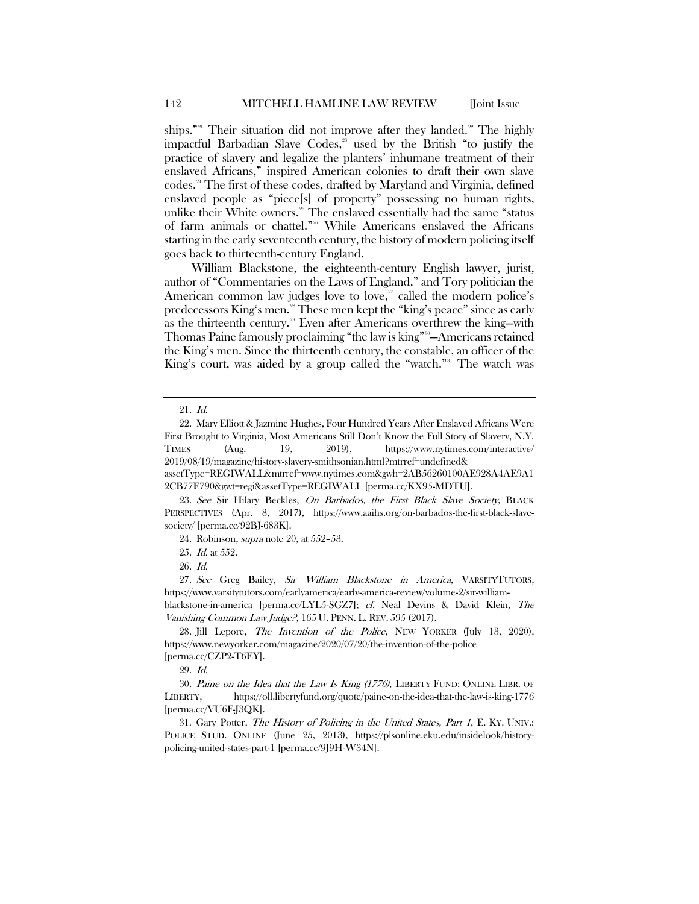ships."[21] Their situation did not improve after they landed.[22] The highly impactful Barbadian Slave Codes,[23] used by the British "to justify the practice of slavery and legalize the planters' inhumane treatment of their enslaved Africans," inspired American colonies to draft their own slave codes.[24] The first of these codes, drafted by Maryland and Virginia, defined enslaved people as "piece[s] of property" possessing no human rights, unlike their White owners.[25] The enslaved essentially had the same "status of farm animals or chattel."[26] While Americans enslaved the Africans starting in the early seventeenth century, the history of modern policing itself goes back to thirteenth-century England.

William Blackstone, the eighteenth-century English lawyer, jurist, author of "Commentaries on the Laws of England," and Tory politician the American common law judges love to love,[27] called the modern police's predecessors King's men.[28] These men kept the "king's peace" since as early as the thirteenth century.[29] Even after Americans overthrew the king—with Thomas Paine famously proclaiming "the law is king"[30]—Americans retained the King's men. Since the thirteenth century, the constable, an officer of the King's court, was aided by a group called the "watch."[31] The watch was

---

21. *Id.*

22. Mary Elliott & Jazmine Hughes, Four Hundred Years After Enslaved Africans Were First Brought to Virginia, Most Americans Still Don't Know the Full Story of Slavery, N.Y. TIMES (Aug. 19, 2019), https://www.nytimes.com/interactive/2019/08/19/magazine/history-slavery-smithsonian.html?mtrref=undefined&assetType=REGIWALL&mtrref=www.nytimes.com&gwh=2AB56260100AE928A4AE9A12CB77E790&gwt=regi&assetType=REGIWALL [perma.cc/KX95-MDTU].

23. *See* Sir Hilary Beckles, *On Barbados, the First Black Slave Society*, BLACK PERSPECTIVES (Apr. 8, 2017), https://www.aaihs.org/on-barbados-the-first-black-slave-society/ [perma.cc/92BJ-683K].

24. Robinson, *supra* note 20, at 552–53.

25. *Id.* at 552.

26. *Id.*

27. *See* Greg Bailey, *Sir William Blackstone in America*, VARSITYTUTORS, https://www.varsitytutors.com/earlyamerica/early-america-review/volume-2/sir-william-blackstone-in-america [perma.cc/LYL5-SGZ7]; *cf.* Neal Devins & David Klein, *The Vanishing Common Law Judge?*, 165 U. PENN. L. REV. 595 (2017).

28. Jill Lepore, *The Invention of the Police*, NEW YORKER (July 13, 2020), https://www.newyorker.com/magazine/2020/07/20/the-invention-of-the-police [perma.cc/CZP2-T6EY].

29. *Id.*

30. *Paine on the Idea that the Law Is King (1776)*, LIBERTY FUND: ONLINE LIBR. OF LIBERTY, https://oll.libertyfund.org/quote/paine-on-the-idea-that-the-law-is-king-1776 [perma.cc/VU6F-J3QK].

31. Gary Potter, *The History of Policing in the United States, Part 1*, E. KY. UNIV.: POLICE STUD. ONLINE (June 25, 2013), https://plsonline.eku.edu/insidelook/history-policing-united-states-part-1 [perma.cc/9J9H-W34N].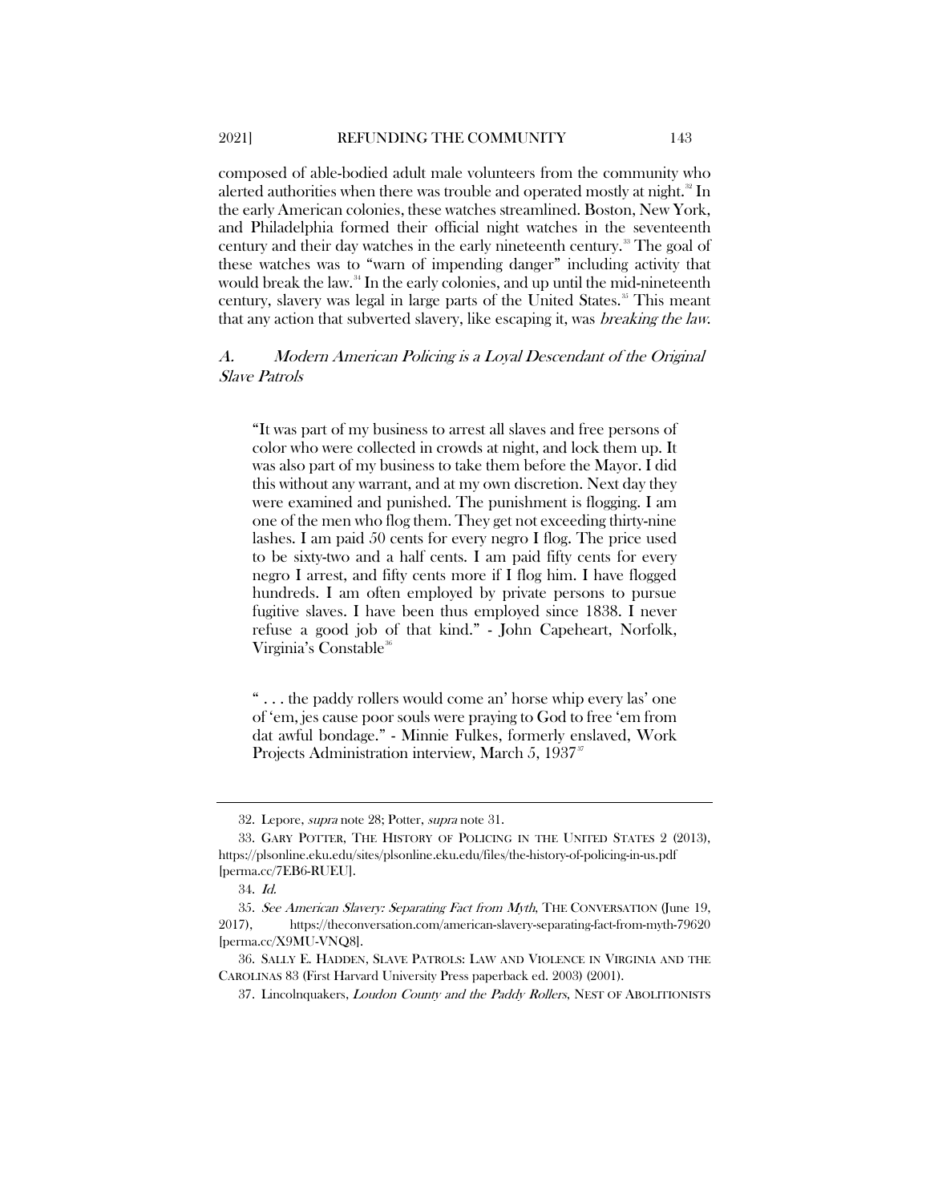composed of able-bodied adult male volunteers from the community who alerted authorities when there was trouble and operated mostly at night.[32] In the early American colonies, these watches streamlined. Boston, New York, and Philadelphia formed their official night watches in the seventeenth century and their day watches in the early nineteenth century.[33] The goal of these watches was to "warn of impending danger" including activity that would break the law.[34] In the early colonies, and up until the mid-nineteenth century, slavery was legal in large parts of the United States.[35] This meant that any action that subverted slavery, like escaping it, was *breaking the law*.

### *A. Modern American Policing is a Loyal Descendant of the Original Slave Patrols*

> "It was part of my business to arrest all slaves and free persons of color who were collected in crowds at night, and lock them up. It was also part of my business to take them before the Mayor. I did this without any warrant, and at my own discretion. Next day they were examined and punished. The punishment is flogging. I am one of the men who flog them. They get not exceeding thirty-nine lashes. I am paid 50 cents for every negro I flog. The price used to be sixty-two and a half cents. I am paid fifty cents for every negro I arrest, and fifty cents more if I flog him. I have flogged hundreds. I am often employed by private persons to pursue fugitive slaves. I have been thus employed since 1838. I never refuse a good job of that kind." - John Capeheart, Norfolk, Virginia's Constable[36]

> " . . . the paddy rollers would come an' horse whip every las' one of 'em, jes cause poor souls were praying to God to free 'em from dat awful bondage." - Minnie Fulkes, formerly enslaved, Work Projects Administration interview, March 5, 1937[37]

---

32. Lepore, *supra* note 28; Potter, *supra* note 31.

33. GARY POTTER, THE HISTORY OF POLICING IN THE UNITED STATES 2 (2013), https://plsonline.eku.edu/sites/plsonline.eku.edu/files/the-history-of-policing-in-us.pdf [perma.cc/7EB6-RUEU].

34. *Id.*

35. *See American Slavery: Separating Fact from Myth*, THE CONVERSATION (June 19, 2017), https://theconversation.com/american-slavery-separating-fact-from-myth-79620 [perma.cc/X9MU-VNQ8].

36. SALLY E. HADDEN, SLAVE PATROLS: LAW AND VIOLENCE IN VIRGINIA AND THE CAROLINAS 83 (First Harvard University Press paperback ed. 2003) (2001).

37. Lincolnquakers, *Loudon County and the Paddy Rollers*, NEST OF ABOLITIONISTS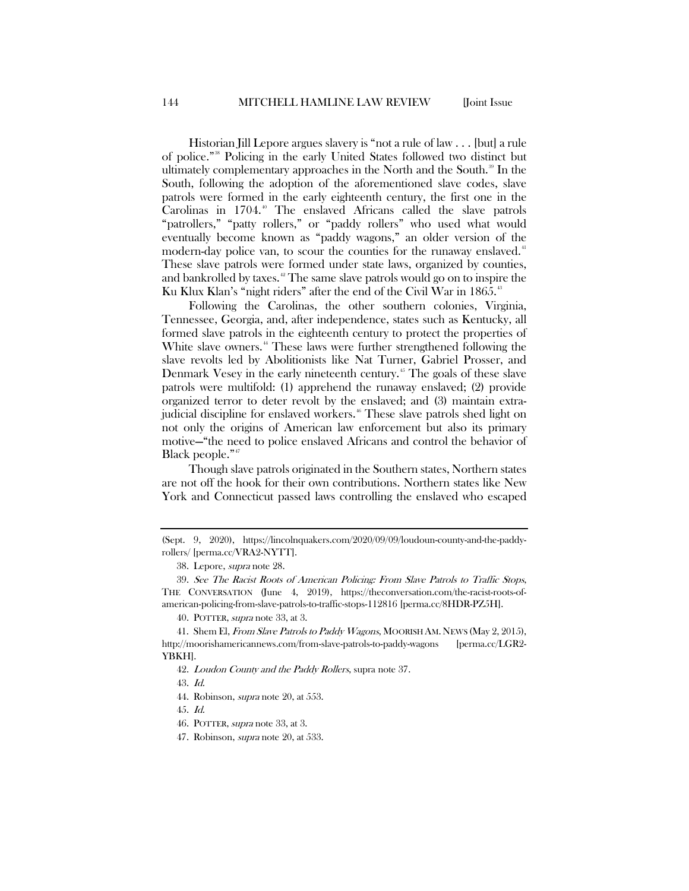Historian Jill Lepore argues slavery is "not a rule of law . . . [but] a rule of police."[38] Policing in the early United States followed two distinct but ultimately complementary approaches in the North and the South.[39] In the South, following the adoption of the aforementioned slave codes, slave patrols were formed in the early eighteenth century, the first one in the Carolinas in 1704.[40] The enslaved Africans called the slave patrols "patrollers," "patty rollers," or "paddy rollers" who used what would eventually become known as "paddy wagons," an older version of the modern-day police van, to scour the counties for the runaway enslaved.[41] These slave patrols were formed under state laws, organized by counties, and bankrolled by taxes.[42] The same slave patrols would go on to inspire the Ku Klux Klan's "night riders" after the end of the Civil War in 1865.[43]

Following the Carolinas, the other southern colonies, Virginia, Tennessee, Georgia, and, after independence, states such as Kentucky, all formed slave patrols in the eighteenth century to protect the properties of White slave owners.[44] These laws were further strengthened following the slave revolts led by Abolitionists like Nat Turner, Gabriel Prosser, and Denmark Vesey in the early nineteenth century.[45] The goals of these slave patrols were multifold: (1) apprehend the runaway enslaved; (2) provide organized terror to deter revolt by the enslaved; and (3) maintain extra-judicial discipline for enslaved workers.[46] These slave patrols shed light on not only the origins of American law enforcement but also its primary motive—"the need to police enslaved Africans and control the behavior of Black people."[47]

Though slave patrols originated in the Southern states, Northern states are not off the hook for their own contributions. Northern states like New York and Connecticut passed laws controlling the enslaved who escaped

---

(Sept. 9, 2020), https://lincolnquakers.com/2020/09/09/loudoun-county-and-the-paddy-rollers/ [perma.cc/VRA2-NYTT].

38. Lepore, *supra* note 28.

39. *See The Racist Roots of American Policing: From Slave Patrols to Traffic Stops*, THE CONVERSATION (June 4, 2019), https://theconversation.com/the-racist-roots-of-american-policing-from-slave-patrols-to-traffic-stops-112816 [perma.cc/8HDR-PZ5H].

40. POTTER, *supra* note 33, at 3.

41. Shem El, *From Slave Patrols to Paddy Wagons*, MOORISH AM. NEWS (May 2, 2015), http://moorishamericannews.com/from-slave-patrols-to-paddy-wagons [perma.cc/LGR2-YBKH].

42. *Loudon County and the Paddy Rollers*, supra note 37.

43. *Id.*

44. Robinson, *supra* note 20, at 553.

45. *Id.*

46. POTTER, *supra* note 33, at 3.

47. Robinson, *supra* note 20, at 533.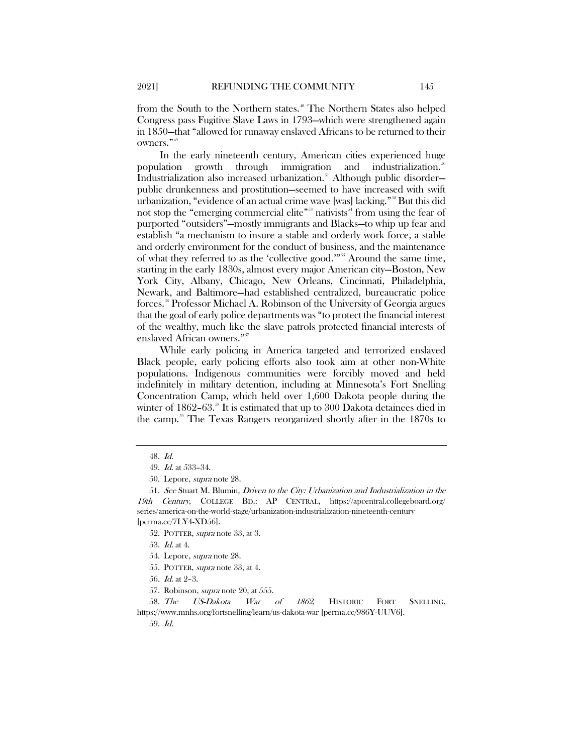from the South to the Northern states.[48] The Northern States also helped Congress pass Fugitive Slave Laws in 1793—which were strengthened again in 1850—that "allowed for runaway enslaved Africans to be returned to their owners."[49]

In the early nineteenth century, American cities experienced huge population growth through immigration and industrialization.[50] Industrialization also increased urbanization.[51] Although public disorder—public drunkenness and prostitution—seemed to have increased with swift urbanization, "evidence of an actual crime wave [was] lacking."[52] But this did not stop the "emerging commercial elite"[53] nativists[54] from using the fear of purported "outsiders"—mostly immigrants and Blacks—to whip up fear and establish "a mechanism to insure a stable and orderly work force, a stable and orderly environment for the conduct of business, and the maintenance of what they referred to as the 'collective good.'"[55] Around the same time, starting in the early 1830s, almost every major American city—Boston, New York City, Albany, Chicago, New Orleans, Cincinnati, Philadelphia, Newark, and Baltimore—had established centralized, bureaucratic police forces.[56] Professor Michael A. Robinson of the University of Georgia argues that the goal of early police departments was "to protect the financial interest of the wealthy, much like the slave patrols protected financial interests of enslaved African owners."[57]

While early policing in America targeted and terrorized enslaved Black people, early policing efforts also took aim at other non-White populations. Indigenous communities were forcibly moved and held indefinitely in military detention, including at Minnesota's Fort Snelling Concentration Camp, which held over 1,600 Dakota people during the winter of 1862–63.[58] It is estimated that up to 300 Dakota detainees died in the camp.[59] The Texas Rangers reorganized shortly after in the 1870s to

---

48. *Id.*

49. *Id.* at 533–34.

50. Lepore, *supra* note 28.

51. *See* Stuart M. Blumin, *Driven to the City: Urbanization and Industrialization in the 19th Century*, COLLEGE BD.: AP CENTRAL, https://apcentral.collegeboard.org/series/america-on-the-world-stage/urbanization-industrialization-nineteenth-century [perma.cc/7LY4-XD56].

52. POTTER, *supra* note 33, at 3.

53. *Id.* at 4.

54. Lepore, *supra* note 28.

55. POTTER, *supra* note 33, at 4.

56. *Id.* at 2–3.

57. Robinson, *supra* note 20, at 555.

58. *The US-Dakota War of 1862*, HISTORIC FORT SNELLING, https://www.mnhs.org/fortsnelling/learn/us-dakota-war [perma.cc/986Y-UUV6].

59. *Id.*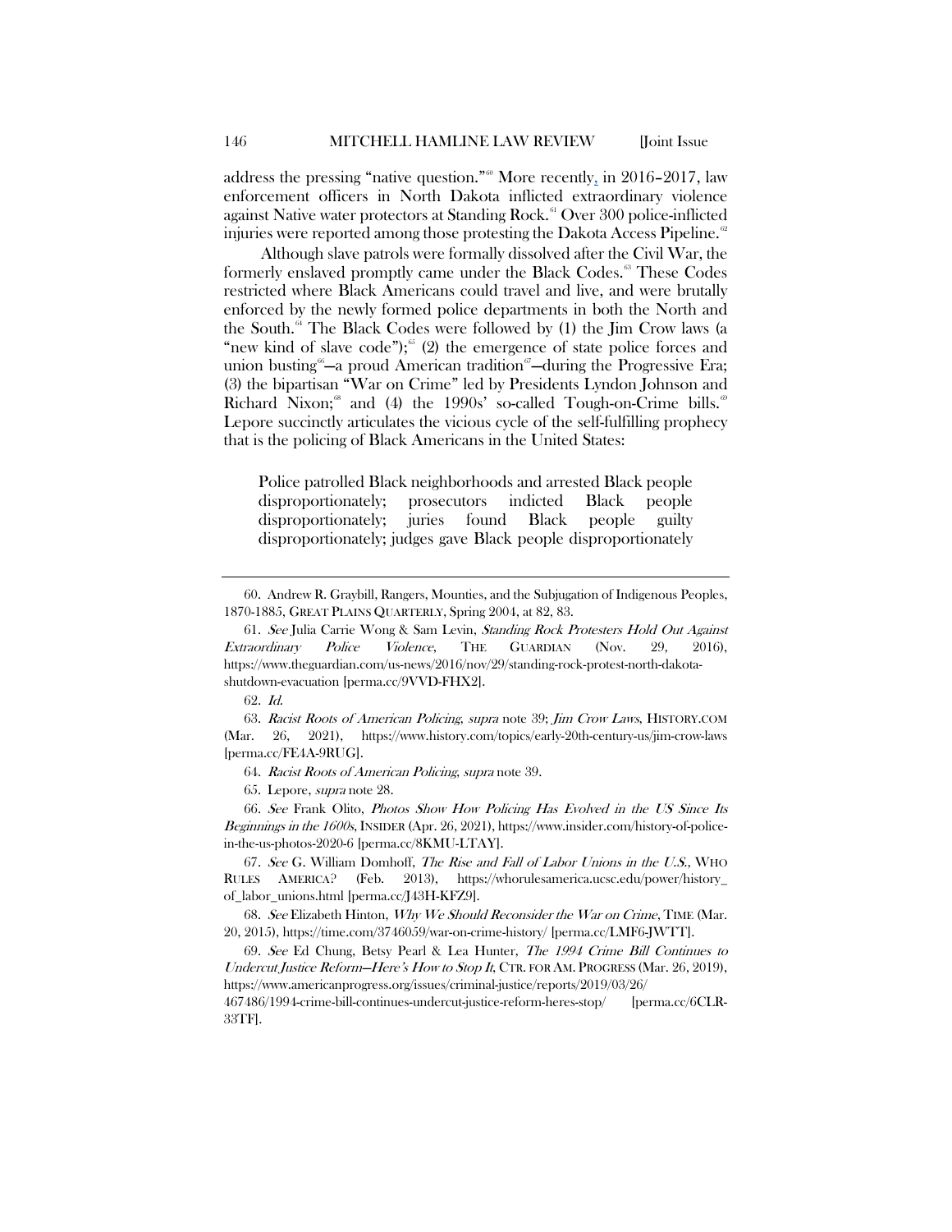address the pressing "native question."[60] More recently, in 2016–2017, law enforcement officers in North Dakota inflicted extraordinary violence against Native water protectors at Standing Rock.[61] Over 300 police-inflicted injuries were reported among those protesting the Dakota Access Pipeline.[62]

Although slave patrols were formally dissolved after the Civil War, the formerly enslaved promptly came under the Black Codes.[63] These Codes restricted where Black Americans could travel and live, and were brutally enforced by the newly formed police departments in both the North and the South.[64] The Black Codes were followed by (1) the Jim Crow laws (a "new kind of slave code");[65] (2) the emergence of state police forces and union busting[66]—a proud American tradition[67]—during the Progressive Era; (3) the bipartisan "War on Crime" led by Presidents Lyndon Johnson and Richard Nixon;[68] and (4) the 1990s' so-called Tough-on-Crime bills.[69] Lepore succinctly articulates the vicious cycle of the self-fulfilling prophecy that is the policing of Black Americans in the United States:

> Police patrolled Black neighborhoods and arrested Black people disproportionately; prosecutors indicted Black people disproportionately; juries found Black people guilty disproportionately; judges gave Black people disproportionately

---

60. Andrew R. Graybill, Rangers, Mounties, and the Subjugation of Indigenous Peoples, 1870-1885, GREAT PLAINS QUARTERLY, Spring 2004, at 82, 83.

61. *See* Julia Carrie Wong & Sam Levin, *Standing Rock Protesters Hold Out Against Extraordinary Police Violence*, THE GUARDIAN (Nov. 29, 2016), https://www.theguardian.com/us-news/2016/nov/29/standing-rock-protest-north-dakota-shutdown-evacuation [perma.cc/9VVD-FHX2].

62. *Id.*

63. *Racist Roots of American Policing*, *supra* note 39; *Jim Crow Laws*, HISTORY.COM (Mar. 26, 2021), https://www.history.com/topics/early-20th-century-us/jim-crow-laws [perma.cc/FE4A-9RUG].

64. *Racist Roots of American Policing*, *supra* note 39.

65. Lepore, *supra* note 28.

66. *See* Frank Olito, *Photos Show How Policing Has Evolved in the US Since Its Beginnings in the 1600s*, INSIDER (Apr. 26, 2021), https://www.insider.com/history-of-police-in-the-us-photos-2020-6 [perma.cc/8KMU-LTAY].

67. *See* G. William Domhoff, *The Rise and Fall of Labor Unions in the U.S.*, WHO RULES AMERICA? (Feb. 2013), https://whorulesamerica.ucsc.edu/power/history_of_labor_unions.html [perma.cc/J43H-KFZ9].

68. *See* Elizabeth Hinton, *Why We Should Reconsider the War on Crime*, TIME (Mar. 20, 2015), https://time.com/3746059/war-on-crime-history/ [perma.cc/LMF6-JWTT].

69. *See* Ed Chung, Betsy Pearl & Lea Hunter, *The 1994 Crime Bill Continues to Undercut Justice Reform—Here's How to Stop It*, CTR. FOR AM. PROGRESS (Mar. 26, 2019), https://www.americanprogress.org/issues/criminal-justice/reports/2019/03/26/467486/1994-crime-bill-continues-undercut-justice-reform-heres-stop/ [perma.cc/6CLR-33TF].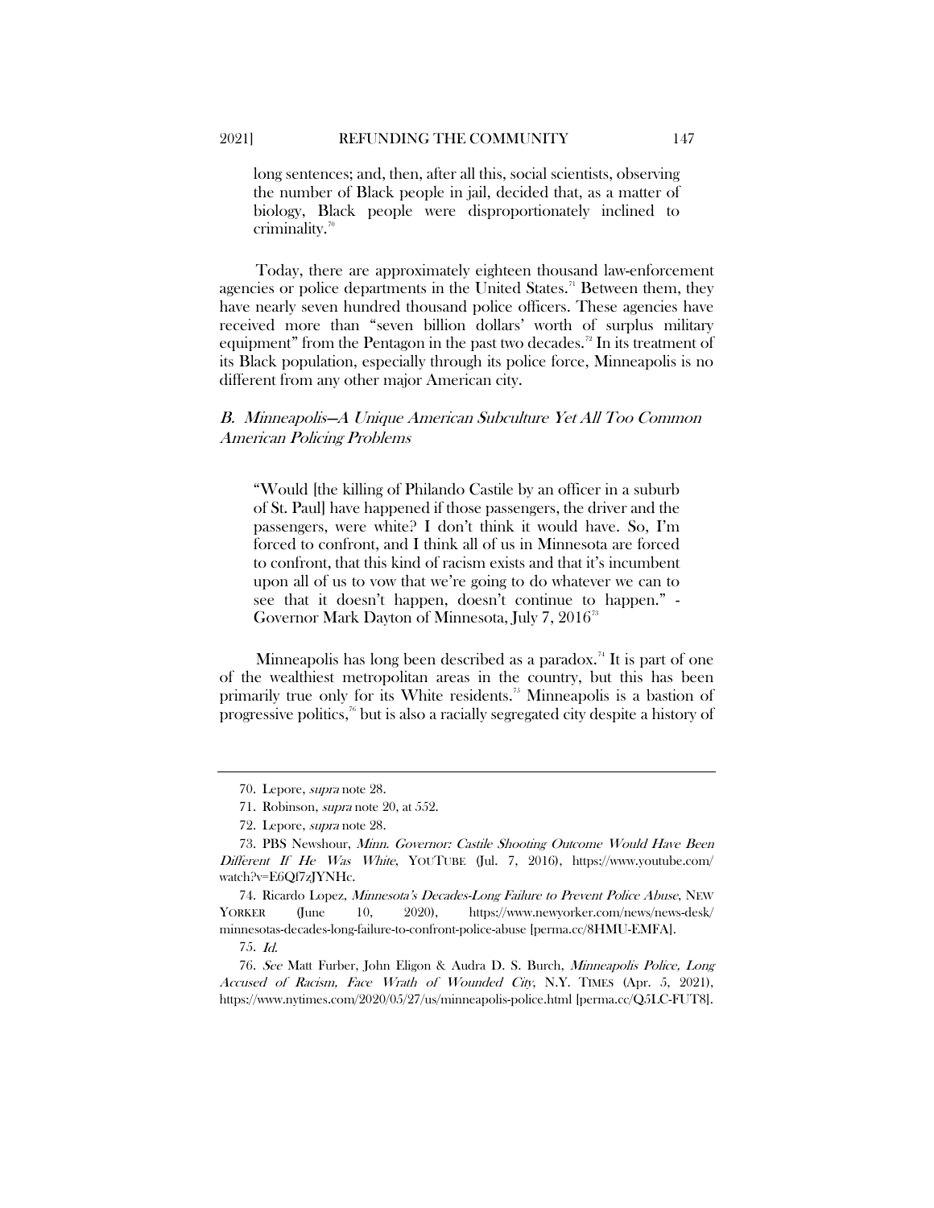> long sentences; and, then, after all this, social scientists, observing the number of Black people in jail, decided that, as a matter of biology, Black people were disproportionately inclined to criminality.[70]

Today, there are approximately eighteen thousand law-enforcement agencies or police departments in the United States.[71] Between them, they have nearly seven hundred thousand police officers. These agencies have received more than "seven billion dollars' worth of surplus military equipment" from the Pentagon in the past two decades.[72] In its treatment of its Black population, especially through its police force, Minneapolis is no different from any other major American city.

### *B. Minneapolis—A Unique American Subculture Yet All Too Common American Policing Problems*

> "Would [the killing of Philando Castile by an officer in a suburb of St. Paul] have happened if those passengers, the driver and the passengers, were white? I don't think it would have. So, I'm forced to confront, and I think all of us in Minnesota are forced to confront, that this kind of racism exists and that it's incumbent upon all of us to vow that we're going to do whatever we can to see that it doesn't happen, doesn't continue to happen." - Governor Mark Dayton of Minnesota, July 7, 2016[73]

Minneapolis has long been described as a paradox.[74] It is part of one of the wealthiest metropolitan areas in the country, but this has been primarily true only for its White residents.[75] Minneapolis is a bastion of progressive politics,[76] but is also a racially segregated city despite a history of

---

70. Lepore, *supra* note 28.

71. Robinson, *supra* note 20, at 552.

72. Lepore, *supra* note 28.

73. PBS Newshour, *Minn. Governor: Castile Shooting Outcome Would Have Been Different If He Was White*, YOUTUBE (Jul. 7, 2016), https://www.youtube.com/watch?v=E6Qf7zJYNHc.

74. Ricardo Lopez, *Minnesota's Decades-Long Failure to Prevent Police Abuse*, NEW YORKER (June 10, 2020), https://www.newyorker.com/news/news-desk/minnesotas-decades-long-failure-to-confront-police-abuse [perma.cc/8HMU-EMFA].

75. *Id.*

76. *See* Matt Furber, John Eligon & Audra D. S. Burch, *Minneapolis Police, Long Accused of Racism, Face Wrath of Wounded City*, N.Y. TIMES (Apr. 5, 2021), https://www.nytimes.com/2020/05/27/us/minneapolis-police.html [perma.cc/Q5LC-FUT8].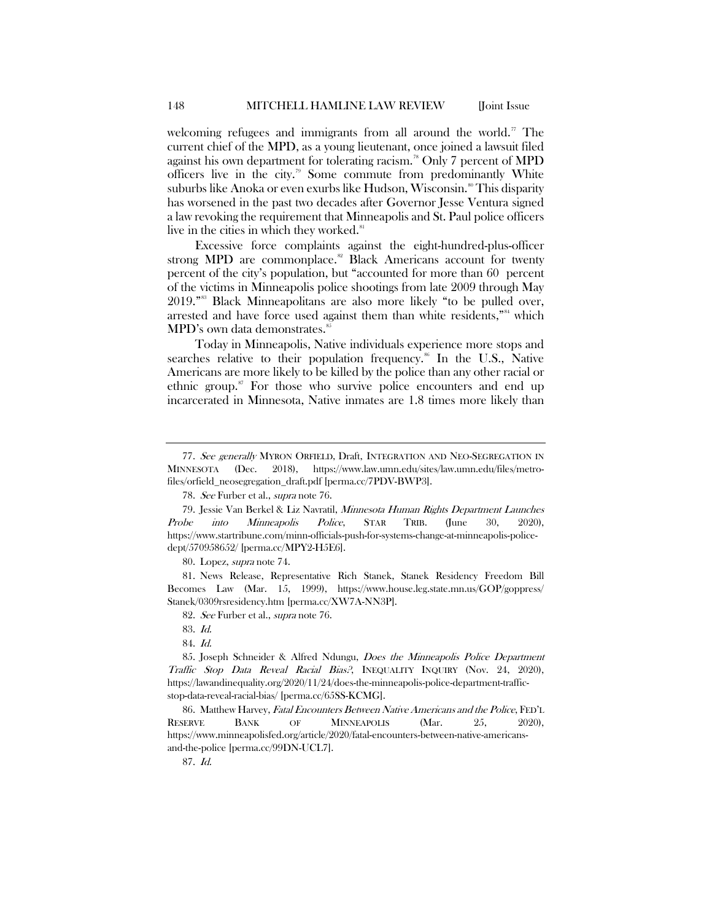welcoming refugees and immigrants from all around the world.[77] The current chief of the MPD, as a young lieutenant, once joined a lawsuit filed against his own department for tolerating racism.[78] Only 7 percent of MPD officers live in the city.[79] Some commute from predominantly White suburbs like Anoka or even exurbs like Hudson, Wisconsin.[80] This disparity has worsened in the past two decades after Governor Jesse Ventura signed a law revoking the requirement that Minneapolis and St. Paul police officers live in the cities in which they worked.[81]

Excessive force complaints against the eight-hundred-plus-officer strong MPD are commonplace.[82] Black Americans account for twenty percent of the city's population, but "accounted for more than 60 percent of the victims in Minneapolis police shootings from late 2009 through May 2019."[83] Black Minneapolitans are also more likely "to be pulled over, arrested and have force used against them than white residents,"[84] which MPD's own data demonstrates.[85]

Today in Minneapolis, Native individuals experience more stops and searches relative to their population frequency.[86] In the U.S., Native Americans are more likely to be killed by the police than any other racial or ethnic group.[87] For those who survive police encounters and end up incarcerated in Minnesota, Native inmates are 1.8 times more likely than

---

77. *See generally* MYRON ORFIELD, Draft, INTEGRATION AND NEO-SEGREGATION IN MINNESOTA (Dec. 2018), https://www.law.umn.edu/sites/law.umn.edu/files/metro-files/orfield_neosegregation_draft.pdf [perma.cc/7PDV-BWP3].

78. *See* Furber et al., *supra* note 76.

79. Jessie Van Berkel & Liz Navratil, *Minnesota Human Rights Department Launches Probe into Minneapolis Police*, STAR TRIB. (June 30, 2020), https://www.startribune.com/minn-officials-push-for-systems-change-at-minneapolis-police-dept/570958652/ [perma.cc/MPY2-H5E6].

80. Lopez, *supra* note 74.

81. News Release, Representative Rich Stanek, Stanek Residency Freedom Bill Becomes Law (Mar. 15, 1999), https://www.house.leg.state.mn.us/GOP/goppress/Stanek/0309rsresidency.htm [perma.cc/XW7A-NN3P].

82. *See* Furber et al., *supra* note 76.

83. *Id.*

84. *Id.*

85. Joseph Schneider & Alfred Ndungu, *Does the Minneapolis Police Department Traffic Stop Data Reveal Racial Bias?*, INEQUALITY INQUIRY (Nov. 24, 2020), https://lawandinequality.org/2020/11/24/does-the-minneapolis-police-department-traffic-stop-data-reveal-racial-bias/ [perma.cc/65SS-KCMG].

86. Matthew Harvey, *Fatal Encounters Between Native Americans and the Police*, FED'L RESERVE BANK OF MINNEAPOLIS (Mar. 25, 2020), https://www.minneapolisfed.org/article/2020/fatal-encounters-between-native-americans-and-the-police [perma.cc/99DN-UCL7].

87. *Id.*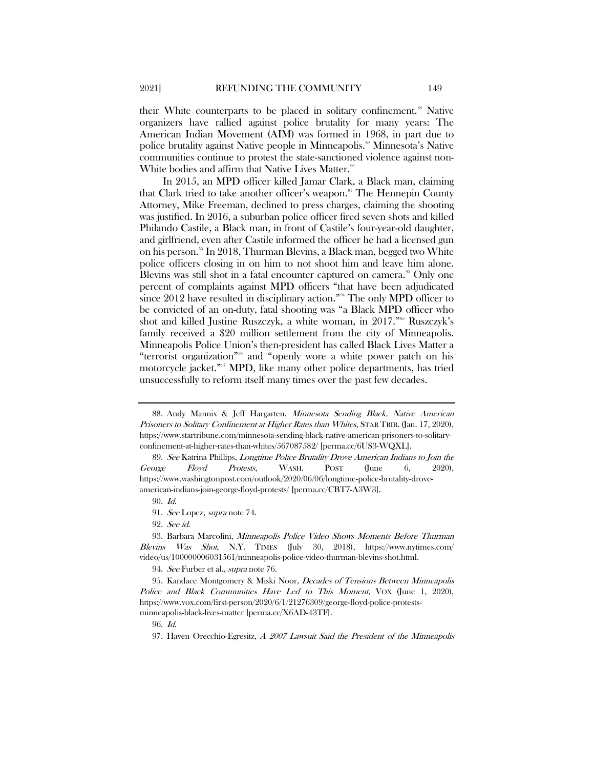their White counterparts to be placed in solitary confinement.[88] Native organizers have rallied against police brutality for many years: The American Indian Movement (AIM) was formed in 1968, in part due to police brutality against Native people in Minneapolis.[89] Minnesota's Native communities continue to protest the state-sanctioned violence against non-White bodies and affirm that Native Lives Matter.[90]

In 2015, an MPD officer killed Jamar Clark, a Black man, claiming that Clark tried to take another officer's weapon.[91] The Hennepin County Attorney, Mike Freeman, declined to press charges, claiming the shooting was justified. In 2016, a suburban police officer fired seven shots and killed Philando Castile, a Black man, in front of Castile's four-year-old daughter, and girlfriend, even after Castile informed the officer he had a licensed gun on his person.[92] In 2018, Thurman Blevins, a Black man, begged two White police officers closing in on him to not shoot him and leave him alone. Blevins was still shot in a fatal encounter captured on camera.[93] Only one percent of complaints against MPD officers "that have been adjudicated since 2012 have resulted in disciplinary action."[94] The only MPD officer to be convicted of an on-duty, fatal shooting was "a Black MPD officer who shot and killed Justine Ruszczyk, a white woman, in 2017."[95] Ruszczyk's family received a $20 million settlement from the city of Minneapolis. Minneapolis Police Union's then-president has called Black Lives Matter a "terrorist organization"[96] and "openly wore a white power patch on his motorcycle jacket."[97] MPD, like many other police departments, has tried unsuccessfully to reform itself many times over the past few decades.

---

88. Andy Mannix & Jeff Hargarten, *Minnesota Sending Black, Native American Prisoners to Solitary Confinement at Higher Rates than Whites*, STAR TRIB. (Jan. 17, 2020), https://www.startribune.com/minnesota-sending-black-native-american-prisoners-to-solitary-confinement-at-higher-rates-than-whites/567087582/ [perma.cc/6US3-WQXL].

89. *See* Katrina Phillips, *Longtime Police Brutality Drove American Indians to Join the George Floyd Protests*, WASH. POST (June 6, 2020), https://www.washingtonpost.com/outlook/2020/06/06/longtime-police-brutality-drove-american-indians-join-george-floyd-protests/ [perma.cc/CBT7-A3W3].

90. *Id.*

91. *See* Lopez, *supra* note 74.

92. *See id.*

93. Barbara Marcolini, *Minneapolis Police Video Shows Moments Before Thurman Blevins Was Shot*, N.Y. TIMES (July 30, 2018), https://www.nytimes.com/video/us/100000006031561/minneapolis-police-video-thurman-blevins-shot.html.

94. *See* Furber et al., *supra* note 76.

95. Kandace Montgomery & Miski Noor, *Decades of Tensions Between Minneapolis Police and Black Communities Have Led to This Moment*, VOX (June 1, 2020), https://www.vox.com/first-person/2020/6/1/21276309/george-floyd-police-protests-minneapolis-black-lives-matter [perma.cc/X6AD-43TF].

96. *Id.*

97. Haven Orecchio-Egresitz, *A 2007 Lawsuit Said the President of the Minneapolis*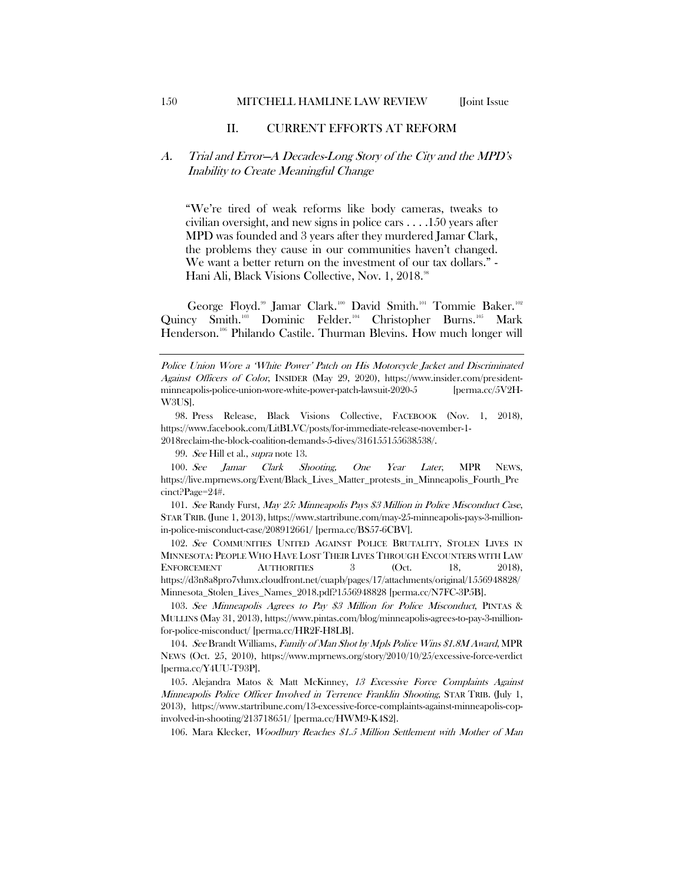## II. CURRENT EFFORTS AT REFORM

### *A. Trial and Error—A Decades-Long Story of the City and the MPD's Inability to Create Meaningful Change*

> "We're tired of weak reforms like body cameras, tweaks to civilian oversight, and new signs in police cars . . . .150 years after MPD was founded and 3 years after they murdered Jamar Clark, the problems they cause in our communities haven't changed. We want a better return on the investment of our tax dollars." - Hani Ali, Black Visions Collective, Nov. 1, 2018.[98]

George Floyd.[99] Jamar Clark.[100] David Smith.[101] Tommie Baker.[102] Quincy Smith.[103] Dominic Felder.[104] Christopher Burns.[105] Mark Henderson.[106] Philando Castile. Thurman Blevins. How much longer will

---

*Police Union Wore a 'White Power' Patch on His Motorcycle Jacket and Discriminated Against Officers of Color*, INSIDER (May 29, 2020), https://www.insider.com/president-minneapolis-police-union-wore-white-power-patch-lawsuit-2020-5 [perma.cc/5V2H-W3US].

98. Press Release, Black Visions Collective, FACEBOOK (Nov. 1, 2018), https://www.facebook.com/LitBLVC/posts/for-immediate-release-november-1-2018reclaim-the-block-coalition-demands-5-dives/316155155638538/.

99. *See* Hill et al., *supra* note 13.

100. *See Jamar Clark Shooting, One Year Later*, MPR NEWS, https://live.mprnews.org/Event/Black_Lives_Matter_protests_in_Minneapolis_Fourth_Precinct?Page=24#.

101. *See* Randy Furst, *May 25: Minneapolis Pays $3 Million in Police Misconduct Case*, STAR TRIB. (June 1, 2013), https://www.startribune.com/may-25-minneapolis-pays-3-million-in-police-misconduct-case/208912661/ [perma.cc/BS57-6CBV].

102. *See* COMMUNITIES UNITED AGAINST POLICE BRUTALITY, STOLEN LIVES IN MINNESOTA: PEOPLE WHO HAVE LOST THEIR LIVES THROUGH ENCOUNTERS WITH LAW ENFORCEMENT AUTHORITIES 3 (Oct. 18, 2018), https://d3n8a8pro7vhmx.cloudfront.net/cuapb/pages/17/attachments/original/1556948828/Minnesota_Stolen_Lives_Names_2018.pdf?1556948828 [perma.cc/N7FC-3P5B].

103. *See Minneapolis Agrees to Pay $3 Million for Police Misconduct*, PINTAS & MULLINS (May 31, 2013), https://www.pintas.com/blog/minneapolis-agrees-to-pay-3-million-for-police-misconduct/ [perma.cc/HR2F-H8LB].

104. *See* Brandt Williams, *Family of Man Shot by Mpls Police Wins $1.8M Award*, MPR NEWS (Oct. 25, 2010), https://www.mprnews.org/story/2010/10/25/excessive-force-verdict [perma.cc/Y4UU-T93P].

105. Alejandra Matos & Matt McKinney, *13 Excessive Force Complaints Against Minneapolis Police Officer Involved in Terrence Franklin Shooting*, STAR TRIB. (July 1, 2013), https://www.startribune.com/13-excessive-force-complaints-against-minneapolis-cop-involved-in-shooting/213718651/ [perma.cc/HWM9-K4S2].

106. Mara Klecker, *Woodbury Reaches $1.5 Million Settlement with Mother of Man*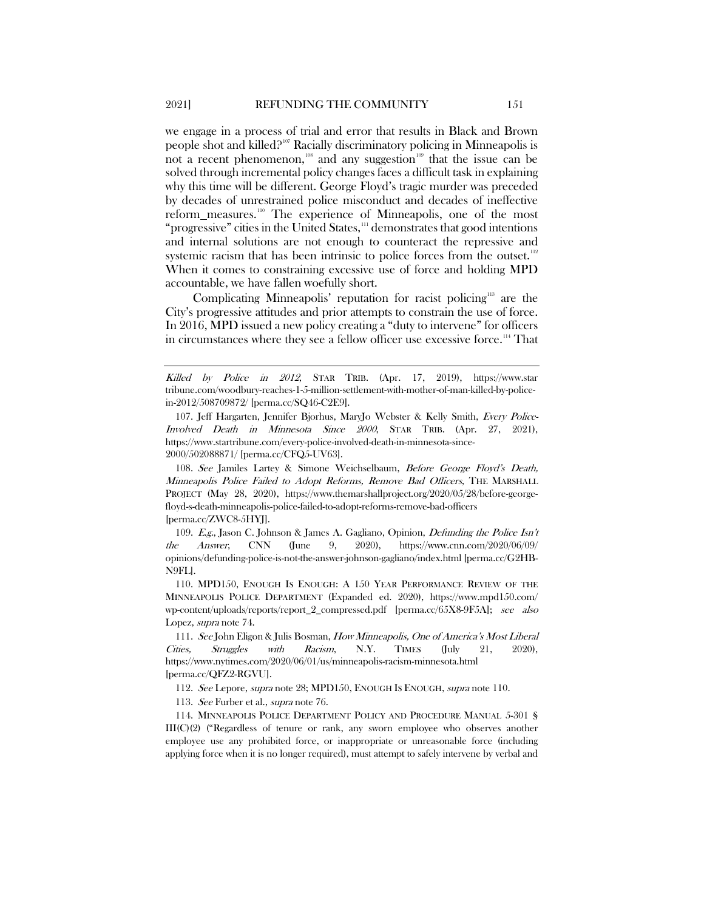we engage in a process of trial and error that results in Black and Brown people shot and killed?[107] Racially discriminatory policing in Minneapolis is not a recent phenomenon,[108] and any suggestion[109] that the issue can be solved through incremental policy changes faces a difficult task in explaining why this time will be different. George Floyd's tragic murder was preceded by decades of unrestrained police misconduct and decades of ineffective reform measures.[110] The experience of Minneapolis, one of the most "progressive" cities in the United States,[111] demonstrates that good intentions and internal solutions are not enough to counteract the repressive and systemic racism that has been intrinsic to police forces from the outset.[112] When it comes to constraining excessive use of force and holding MPD accountable, we have fallen woefully short.

Complicating Minneapolis' reputation for racist policing[113] are the City's progressive attitudes and prior attempts to constrain the use of force. In 2016, MPD issued a new policy creating a "duty to intervene" for officers in circumstances where they see a fellow officer use excessive force.[114] That

---

*Killed by Police in 2012*, STAR TRIB. (Apr. 17, 2019), https://www.startribune.com/woodbury-reaches-1-5-million-settlement-with-mother-of-man-killed-by-police-in-2012/508709872/ [perma.cc/SQ46-C2E9].

107. Jeff Hargarten, Jennifer Bjorhus, MaryJo Webster & Kelly Smith, *Every Police-Involved Death in Minnesota Since 2000*, STAR TRIB. (Apr. 27, 2021), https://www.startribune.com/every-police-involved-death-in-minnesota-since-2000/502088871/ [perma.cc/CFQ5-UV63].

108. *See* Jamiles Lartey & Simone Weichselbaum, *Before George Floyd's Death, Minneapolis Police Failed to Adopt Reforms, Remove Bad Officers*, THE MARSHALL PROJECT (May 28, 2020), https://www.themarshallproject.org/2020/05/28/before-george-floyd-s-death-minneapolis-police-failed-to-adopt-reforms-remove-bad-officers [perma.cc/ZWC8-5HYJ].

109. *E.g.*, Jason C. Johnson & James A. Gagliano, Opinion, *Defunding the Police Isn't the Answer*, CNN (June 9, 2020), https://www.cnn.com/2020/06/09/opinions/defunding-police-is-not-the-answer-johnson-gagliano/index.html [perma.cc/G2HB-N9FL].

110. MPD150, ENOUGH IS ENOUGH: A 150 YEAR PERFORMANCE REVIEW OF THE MINNEAPOLIS POLICE DEPARTMENT (Expanded ed. 2020), https://www.mpd150.com/wp-content/uploads/reports/report_2_compressed.pdf [perma.cc/65X8-9F5A]; *see also* Lopez, *supra* note 74.

111. *See* John Eligon & Julis Bosman, *How Minneapolis, One of America's Most Liberal Cities, Struggles with Racism*, N.Y. TIMES (July 21, 2020), https://www.nytimes.com/2020/06/01/us/minneapolis-racism-minnesota.html [perma.cc/QFZ2-RGVU].

112. *See* Lepore, *supra* note 28; MPD150, ENOUGH IS ENOUGH, *supra* note 110.

113. *See* Furber et al., *supra* note 76.

114. MINNEAPOLIS POLICE DEPARTMENT POLICY AND PROCEDURE MANUAL 5-301 § III(C)(2) ("Regardless of tenure or rank, any sworn employee who observes another employee use any prohibited force, or inappropriate or unreasonable force (including applying force when it is no longer required), must attempt to safely intervene by verbal and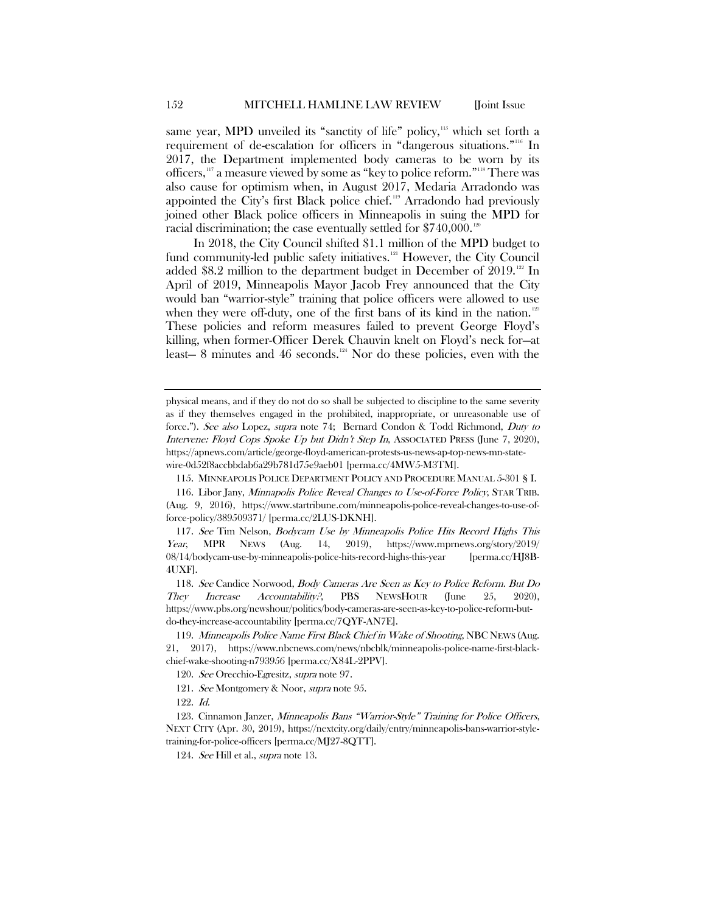same year, MPD unveiled its "sanctity of life" policy,[115] which set forth a requirement of de-escalation for officers in "dangerous situations."[116] In 2017, the Department implemented body cameras to be worn by its officers,[117] a measure viewed by some as "key to police reform."[118] There was also cause for optimism when, in August 2017, Medaria Arradondo was appointed the City's first Black police chief.[119] Arradondo had previously joined other Black police officers in Minneapolis in suing the MPD for racial discrimination; the case eventually settled for $740,000.[120]

In 2018, the City Council shifted $1.1 million of the MPD budget to fund community-led public safety initiatives.[121] However, the City Council added $8.2 million to the department budget in December of 2019.[122] In April of 2019, Minneapolis Mayor Jacob Frey announced that the City would ban "warrior-style" training that police officers were allowed to use when they were off-duty, one of the first bans of its kind in the nation.[123] These policies and reform measures failed to prevent George Floyd's killing, when former-Officer Derek Chauvin knelt on Floyd's neck for—at least— 8 minutes and 46 seconds.[124] Nor do these policies, even with the

---

physical means, and if they do not do so shall be subjected to discipline to the same severity as if they themselves engaged in the prohibited, inappropriate, or unreasonable use of force."). *See also* Lopez, *supra* note 74; Bernard Condon & Todd Richmond, *Duty to Intervene: Floyd Cops Spoke Up but Didn't Step In*, ASSOCIATED PRESS (June 7, 2020), https://apnews.com/article/george-floyd-american-protests-us-news-ap-top-news-mn-state-wire-0d52f8accbbdab6a29b781d75e9aeb01 [perma.cc/4MW5-M3TM].

115. MINNEAPOLIS POLICE DEPARTMENT POLICY AND PROCEDURE MANUAL 5-301 § I.

116. Libor Jany, *Minnapolis Police Reveal Changes to Use-of-Force Policy*, STAR TRIB. (Aug. 9, 2016), https://www.startribune.com/minneapolis-police-reveal-changes-to-use-of-force-policy/389509371/ [perma.cc/2LUS-DKNH].

117. *See* Tim Nelson, *Bodycam Use by Minneapolis Police Hits Record Highs This Year*, MPR NEWS (Aug. 14, 2019), https://www.mprnews.org/story/2019/08/14/bodycam-use-by-minneapolis-police-hits-record-highs-this-year [perma.cc/HJ8B-4UXF].

118. *See* Candice Norwood, *Body Cameras Are Seen as Key to Police Reform. But Do They Increase Accountability?*, PBS NEWSHOUR (June 25, 2020), https://www.pbs.org/newshour/politics/body-cameras-are-seen-as-key-to-police-reform-but-do-they-increase-accountability [perma.cc/7QYF-AN7E].

119. *Minneapolis Police Name First Black Chief in Wake of Shooting*, NBC NEWS (Aug. 21, 2017), https://www.nbcnews.com/news/nbcblk/minneapolis-police-name-first-black-chief-wake-shooting-n793956 [perma.cc/X84L-2PPV].

120. *See* Orecchio-Egresitz, *supra* note 97.

121. *See* Montgomery & Noor, *supra* note 95.

122. *Id.*

123. Cinnamon Janzer, *Minneapolis Bans "Warrior-Style" Training for Police Officers*, NEXT CITY (Apr. 30, 2019), https://nextcity.org/daily/entry/minneapolis-bans-warrior-style-training-for-police-officers [perma.cc/MJ27-8QTT].

124. *See* Hill et al., *supra* note 13.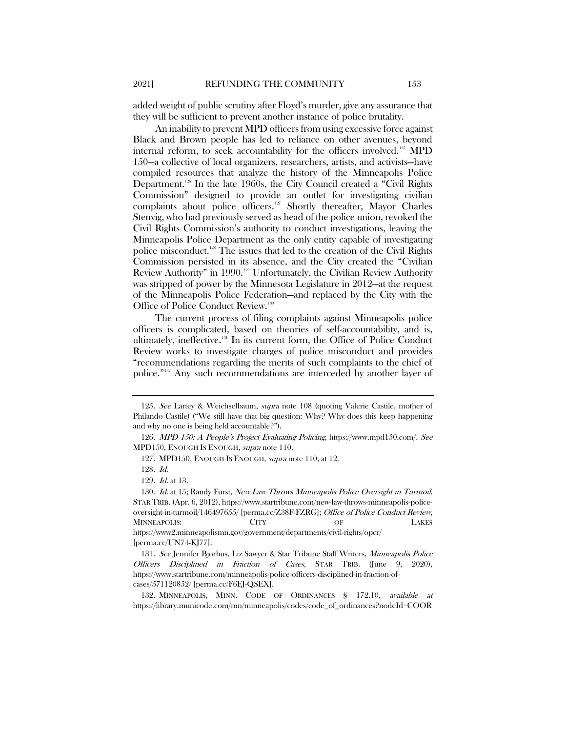added weight of public scrutiny after Floyd's murder, give any assurance that they will be sufficient to prevent another instance of police brutality.

An inability to prevent MPD officers from using excessive force against Black and Brown people has led to reliance on other avenues, beyond internal reform, to seek accountability for the officers involved.[125] MPD 150—a collective of local organizers, researchers, artists, and activists—have compiled resources that analyze the history of the Minneapolis Police Department.[126] In the late 1960s, the City Council created a "Civil Rights Commission" designed to provide an outlet for investigating civilian complaints about police officers.[127] Shortly thereafter, Mayor Charles Stenvig, who had previously served as head of the police union, revoked the Civil Rights Commission's authority to conduct investigations, leaving the Minneapolis Police Department as the only entity capable of investigating police misconduct.[128] The issues that led to the creation of the Civil Rights Commission persisted in its absence, and the City created the "Civilian Review Authority" in 1990.[129] Unfortunately, the Civilian Review Authority was stripped of power by the Minnesota Legislature in 2012—at the request of the Minneapolis Police Federation—and replaced by the City with the Office of Police Conduct Review.[130]

The current process of filing complaints against Minneapolis police officers is complicated, based on theories of self-accountability, and is, ultimately, ineffective.[131] In its current form, the Office of Police Conduct Review works to investigate charges of police misconduct and provides "recommendations regarding the merits of such complaints to the chief of police."[132] Any such recommendations are interceded by another layer of

---

125. *See* Lartey & Weichselbaum, *supra* note 108 (quoting Valerie Castile, mother of Philando Castile) ("We still have that big question: Why? Why does this keep happening and why no one is being held accountable?").

126. *MPD 150: A People's Project Evaluating Policing*, https://www.mpd150.com/. *See* MPD150, ENOUGH IS ENOUGH, *supra* note 110.

127. MPD150, ENOUGH IS ENOUGH, *supra* note 110, at 12.

128. *Id.*

129. *Id.* at 13.

130. *Id.* at 15; Randy Furst, *New Law Throws Minneapolis Police Oversight in Turmoil*, STAR TRIB. (Apr. 6, 2012), https://www.startribune.com/new-law-throws-minneapolis-police-oversight-in-turmoil/146497655/ [perma.cc/Z38F-FZRG]; *Office of Police Conduct Review*, MINNEAPOLIS: CITY OF LAKES https://www2.minneapolismn.gov/government/departments/civil-rights/opcr/ [perma.cc/UN74-KJ77].

131. *See* Jennifer Bjorhus, Liz Sawyer & Star Tribune Staff Writers, *Minneapolis Police Officers Disciplined in Fraction of Cases*, STAR TRIB. (June 9, 2020), https://www.startribune.com/minneapolis-police-officers-disciplined-in-fraction-of-cases/571120852/ [perma.cc/F6EJ-QSEX].

132. MINNEAPOLIS, MINN. CODE OF ORDINANCES § 172.10, *available at* https://library.municode.com/mn/minneapolis/codes/code_of_ordinances?nodeId=COOR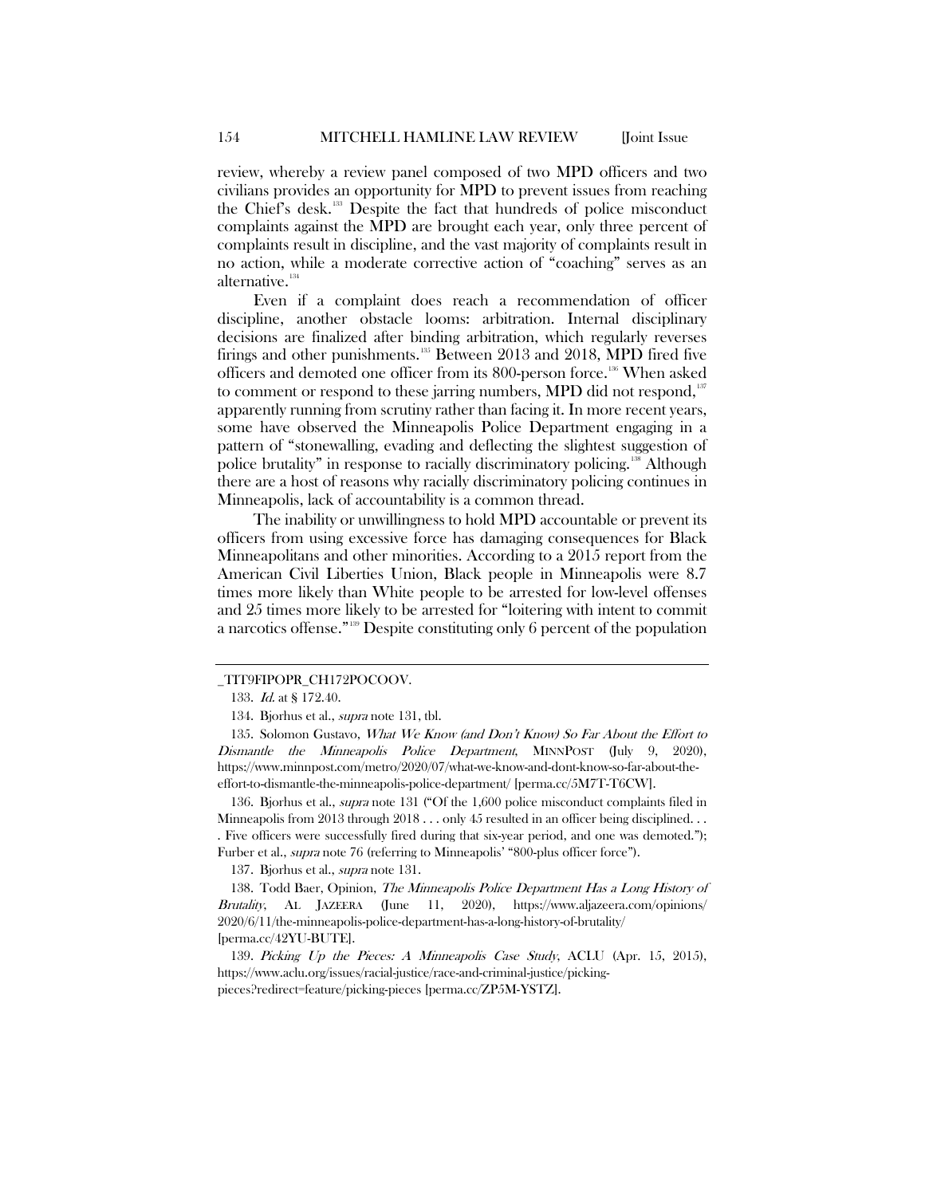review, whereby a review panel composed of two MPD officers and two civilians provides an opportunity for MPD to prevent issues from reaching the Chief's desk.[133] Despite the fact that hundreds of police misconduct complaints against the MPD are brought each year, only three percent of complaints result in discipline, and the vast majority of complaints result in no action, while a moderate corrective action of "coaching" serves as an alternative.[134]

Even if a complaint does reach a recommendation of officer discipline, another obstacle looms: arbitration. Internal disciplinary decisions are finalized after binding arbitration, which regularly reverses firings and other punishments.[135] Between 2013 and 2018, MPD fired five officers and demoted one officer from its 800-person force.[136] When asked to comment or respond to these jarring numbers, MPD did not respond,[137] apparently running from scrutiny rather than facing it. In more recent years, some have observed the Minneapolis Police Department engaging in a pattern of "stonewalling, evading and deflecting the slightest suggestion of police brutality" in response to racially discriminatory policing.[138] Although there are a host of reasons why racially discriminatory policing continues in Minneapolis, lack of accountability is a common thread.

The inability or unwillingness to hold MPD accountable or prevent its officers from using excessive force has damaging consequences for Black Minneapolitans and other minorities. According to a 2015 report from the American Civil Liberties Union, Black people in Minneapolis were 8.7 times more likely than White people to be arrested for low-level offenses and 25 times more likely to be arrested for "loitering with intent to commit a narcotics offense."[139] Despite constituting only 6 percent of the population

---

_TIT9FIPOPR_CH172POCOOV.

133. *Id.* at § 172.40.

134. Bjorhus et al., *supra* note 131, tbl.

135. Solomon Gustavo, *What We Know (and Don't Know) So Far About the Effort to Dismantle the Minneapolis Police Department*, MINNPOST (July 9, 2020), https://www.minnpost.com/metro/2020/07/what-we-know-and-dont-know-so-far-about-the-effort-to-dismantle-the-minneapolis-police-department/ [perma.cc/5M7T-T6CW].

136. Bjorhus et al., *supra* note 131 ("Of the 1,600 police misconduct complaints filed in Minneapolis from 2013 through 2018 . . . only 45 resulted in an officer being disciplined. . . . Five officers were successfully fired during that six-year period, and one was demoted."); Furber et al., *supra* note 76 (referring to Minneapolis' "800-plus officer force").

137. Bjorhus et al., *supra* note 131.

138. Todd Baer, Opinion, *The Minneapolis Police Department Has a Long History of Brutality*, AL JAZEERA (June 11, 2020), https://www.aljazeera.com/opinions/2020/6/11/the-minneapolis-police-department-has-a-long-history-of-brutality/ [perma.cc/42YU-BUTE].

139. *Picking Up the Pieces: A Minneapolis Case Study*, ACLU (Apr. 15, 2015), https://www.aclu.org/issues/racial-justice/race-and-criminal-justice/picking-pieces?redirect=feature/picking-pieces [perma.cc/ZP5M-YSTZ].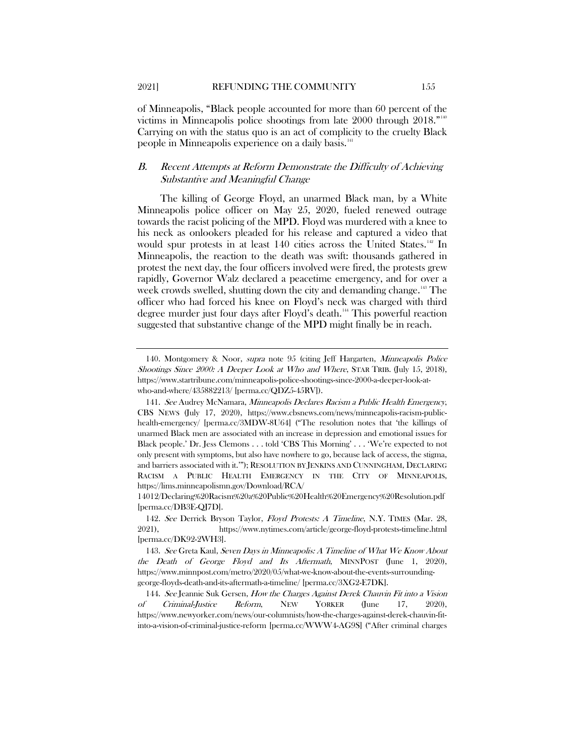of Minneapolis, "Black people accounted for more than 60 percent of the victims in Minneapolis police shootings from late 2000 through 2018."[140] Carrying on with the status quo is an act of complicity to the cruelty Black people in Minneapolis experience on a daily basis.[141]

### *B. Recent Attempts at Reform Demonstrate the Difficulty of Achieving Substantive and Meaningful Change*

The killing of George Floyd, an unarmed Black man, by a White Minneapolis police officer on May 25, 2020, fueled renewed outrage towards the racist policing of the MPD. Floyd was murdered with a knee to his neck as onlookers pleaded for his release and captured a video that would spur protests in at least 140 cities across the United States.[142] In Minneapolis, the reaction to the death was swift: thousands gathered in protest the next day, the four officers involved were fired, the protests grew rapidly, Governor Walz declared a peacetime emergency, and for over a week crowds swelled, shutting down the city and demanding change.[143] The officer who had forced his knee on Floyd's neck was charged with third degree murder just four days after Floyd's death.[144] This powerful reaction suggested that substantive change of the MPD might finally be in reach.

---

140. Montgomery & Noor, *supra* note 95 (citing Jeff Hargarten, *Minneapolis Police Shootings Since 2000: A Deeper Look at Who and Where*, STAR TRIB. (July 15, 2018), https://www.startribune.com/minneapolis-police-shootings-since-2000-a-deeper-look-at-who-and-where/435882213/ [perma.cc/QDZ5-45RV]).

141. *See* Audrey McNamara, *Minneapolis Declares Racism a Public Health Emergency*, CBS NEWS (July 17, 2020), https://www.cbsnews.com/news/minneapolis-racism-public-health-emergency/ [perma.cc/3MDW-8U64] ("The resolution notes that 'the killings of unarmed Black men are associated with an increase in depression and emotional issues for Black people.' Dr. Jess Clemons . . . told 'CBS This Morning' . . . 'We're expected to not only present with symptoms, but also have nowhere to go, because lack of access, the stigma, and barriers associated with it.'"); RESOLUTION BY JENKINS AND CUNNINGHAM, DECLARING RACISM A PUBLIC HEALTH EMERGENCY IN THE CITY OF MINNEAPOLIS, https://lims.minneapolismn.gov/Download/RCA/14012/Declaring%20Racism%20a%20Public%20Health%20Emergency%20Resolution.pdf [perma.cc/DB3E-QJ7D].

142. *See* Derrick Bryson Taylor, *Floyd Protests: A Timeline*, N.Y. TIMES (Mar. 28, 2021), https://www.nytimes.com/article/george-floyd-protests-timeline.html [perma.cc/DK92-2WH3].

143. *See* Greta Kaul, *Seven Days in Minneapolis: A Timeline of What We Know About the Death of George Floyd and Its Aftermath*, MINNPOST (June 1, 2020), https://www.minnpost.com/metro/2020/05/what-we-know-about-the-events-surrounding-george-floyds-death-and-its-aftermath-a-timeline/ [perma.cc/3XG2-E7DK].

144. *See* Jeannie Suk Gersen, *How the Charges Against Derek Chauvin Fit into a Vision of Criminal-Justice Reform*, NEW YORKER (June 17, 2020), https://www.newyorker.com/news/our-columnists/how-the-charges-against-derek-chauvin-fit-into-a-vision-of-criminal-justice-reform [perma.cc/WWW4-AG9S] ("After criminal charges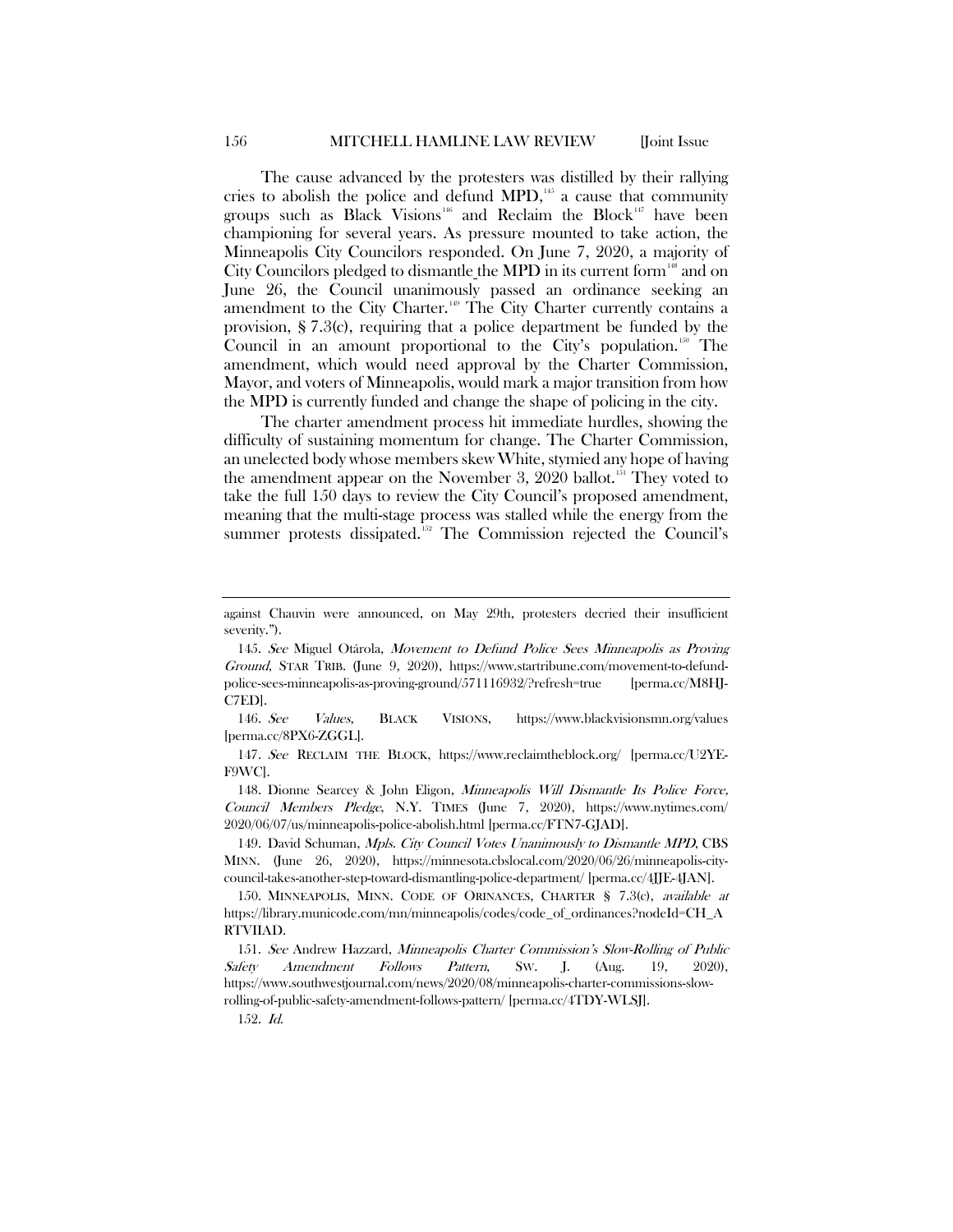The cause advanced by the protesters was distilled by their rallying cries to abolish the police and defund MPD,[145] a cause that community groups such as Black Visions[146] and Reclaim the Block[147] have been championing for several years. As pressure mounted to take action, the Minneapolis City Councilors responded. On June 7, 2020, a majority of City Councilors pledged to dismantle the MPD in its current form[148] and on June 26, the Council unanimously passed an ordinance seeking an amendment to the City Charter.[149] The City Charter currently contains a provision, § 7.3(c), requiring that a police department be funded by the Council in an amount proportional to the City's population.[150] The amendment, which would need approval by the Charter Commission, Mayor, and voters of Minneapolis, would mark a major transition from how the MPD is currently funded and change the shape of policing in the city.

The charter amendment process hit immediate hurdles, showing the difficulty of sustaining momentum for change. The Charter Commission, an unelected body whose members skew White, stymied any hope of having the amendment appear on the November 3, 2020 ballot.[151] They voted to take the full 150 days to review the City Council's proposed amendment, meaning that the multi-stage process was stalled while the energy from the summer protests dissipated.[152] The Commission rejected the Council's

---

against Chauvin were announced, on May 29th, protesters decried their insufficient severity.").

145. *See* Miguel Otárola, *Movement to Defund Police Sees Minneapolis as Proving Ground*, STAR TRIB. (June 9, 2020), https://www.startribune.com/movement-to-defund-police-sees-minneapolis-as-proving-ground/571116932/?refresh=true [perma.cc/M8HJ-C7ED].

146. *See* *Values*, BLACK VISIONS, https://www.blackvisionsmn.org/values [perma.cc/8PX6-ZGGL].

147. *See* RECLAIM THE BLOCK, https://www.reclaimtheblock.org/ [perma.cc/U2YE-F9WC].

148. Dionne Searcey & John Eligon, *Minneapolis Will Dismantle Its Police Force, Council Members Pledge*, N.Y. TIMES (June 7, 2020), https://www.nytimes.com/2020/06/07/us/minneapolis-police-abolish.html [perma.cc/FTN7-GJAD].

149. David Schuman, *Mpls. City Council Votes Unanimously to Dismantle MPD*, CBS MINN. (June 26, 2020), https://minnesota.cbslocal.com/2020/06/26/minneapolis-city-council-takes-another-step-toward-dismantling-police-department/ [perma.cc/4JJE-4JAN].

150. MINNEAPOLIS, MINN. CODE OF ORINANCES, CHARTER § 7.3(c), *available at* https://library.municode.com/mn/minneapolis/codes/code_of_ordinances?nodeId=CH_ARTVIIAD.

151. *See* Andrew Hazzard, *Minneapolis Charter Commission's Slow-Rolling of Public Safety Amendment Follows Pattern*, SW. J. (Aug. 19, 2020), https://www.southwestjournal.com/news/2020/08/minneapolis-charter-commissions-slow-rolling-of-public-safety-amendment-follows-pattern/ [perma.cc/4TDY-WLSJ].

152. *Id.*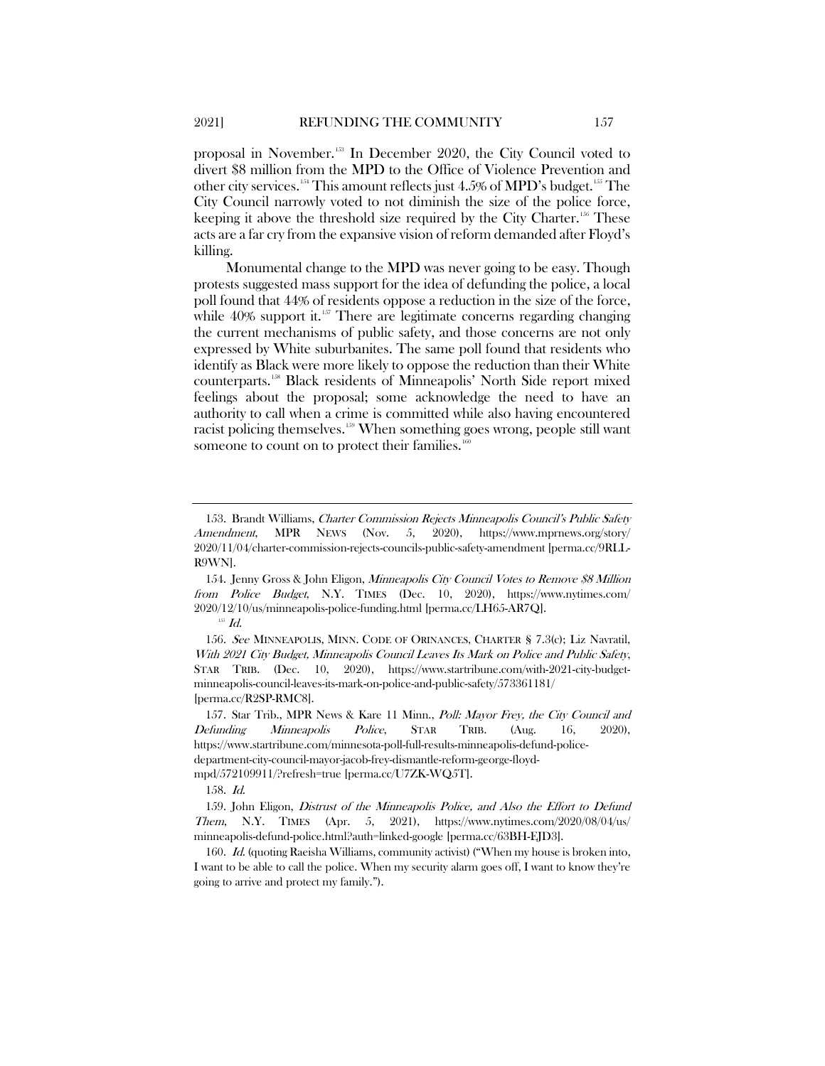proposal in November.[153] In December 2020, the City Council voted to divert $8 million from the MPD to the Office of Violence Prevention and other city services.[154] This amount reflects just 4.5% of MPD's budget.[155] The City Council narrowly voted to not diminish the size of the police force, keeping it above the threshold size required by the City Charter.[156] These acts are a far cry from the expansive vision of reform demanded after Floyd's killing.

Monumental change to the MPD was never going to be easy. Though protests suggested mass support for the idea of defunding the police, a local poll found that 44% of residents oppose a reduction in the size of the force, while 40% support it.[157] There are legitimate concerns regarding changing the current mechanisms of public safety, and those concerns are not only expressed by White suburbanites. The same poll found that residents who identify as Black were more likely to oppose the reduction than their White counterparts.[158] Black residents of Minneapolis' North Side report mixed feelings about the proposal; some acknowledge the need to have an authority to call when a crime is committed while also having encountered racist policing themselves.[159] When something goes wrong, people still want someone to count on to protect their families.[160]

---

153. Brandt Williams, *Charter Commission Rejects Minneapolis Council's Public Safety Amendment*, MPR NEWS (Nov. 5, 2020), https://www.mprnews.org/story/2020/11/04/charter-commission-rejects-councils-public-safety-amendment [perma.cc/9RLL-R9WN].

154. Jenny Gross & John Eligon, *Minneapolis City Council Votes to Remove $8 Million from Police Budget*, N.Y. TIMES (Dec. 10, 2020), https://www.nytimes.com/2020/12/10/us/minneapolis-police-funding.html [perma.cc/LH65-AR7Q].

155. *Id.*

156. *See* MINNEAPOLIS, MINN. CODE OF ORINANCES, CHARTER § 7.3(c); Liz Navratil, *With 2021 City Budget, Minneapolis Council Leaves Its Mark on Police and Public Safety*, STAR TRIB. (Dec. 10, 2020), https://www.startribune.com/with-2021-city-budget-minneapolis-council-leaves-its-mark-on-police-and-public-safety/573361181/ [perma.cc/R2SP-RMC8].

157. Star Trib., MPR News & Kare 11 Minn., *Poll: Mayor Frey, the City Council and Defunding Minneapolis Police*, STAR TRIB. (Aug. 16, 2020), https://www.startribune.com/minnesota-poll-full-results-minneapolis-defund-police-department-city-council-mayor-jacob-frey-dismantle-reform-george-floyd-mpd/572109911/?refresh=true [perma.cc/U7ZK-WQ5T].

158. *Id.*

159. John Eligon, *Distrust of the Minneapolis Police, and Also the Effort to Defund Them*, N.Y. TIMES (Apr. 5, 2021), https://www.nytimes.com/2020/08/04/us/minneapolis-defund-police.html?auth=linked-google [perma.cc/63BH-EJD3].

160. *Id.* (quoting Raeisha Williams, community activist) ("When my house is broken into, I want to be able to call the police. When my security alarm goes off, I want to know they're going to arrive and protect my family.").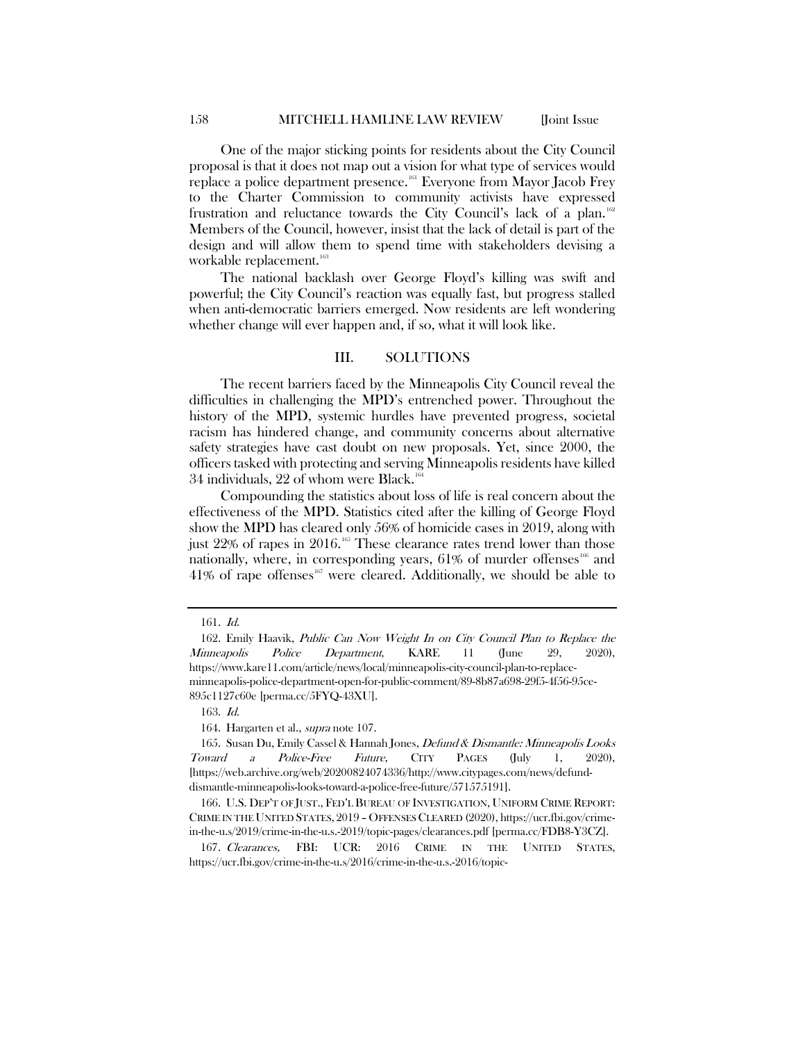One of the major sticking points for residents about the City Council proposal is that it does not map out a vision for what type of services would replace a police department presence.[161] Everyone from Mayor Jacob Frey to the Charter Commission to community activists have expressed frustration and reluctance towards the City Council's lack of a plan.[162] Members of the Council, however, insist that the lack of detail is part of the design and will allow them to spend time with stakeholders devising a workable replacement.[163]

The national backlash over George Floyd's killing was swift and powerful; the City Council's reaction was equally fast, but progress stalled when anti-democratic barriers emerged. Now residents are left wondering whether change will ever happen and, if so, what it will look like.

## III. SOLUTIONS

The recent barriers faced by the Minneapolis City Council reveal the difficulties in challenging the MPD's entrenched power. Throughout the history of the MPD, systemic hurdles have prevented progress, societal racism has hindered change, and community concerns about alternative safety strategies have cast doubt on new proposals. Yet, since 2000, the officers tasked with protecting and serving Minneapolis residents have killed 34 individuals, 22 of whom were Black.[164]

Compounding the statistics about loss of life is real concern about the effectiveness of the MPD. Statistics cited after the killing of George Floyd show the MPD has cleared only 56% of homicide cases in 2019, along with just 22% of rapes in 2016.[165] These clearance rates trend lower than those nationally, where, in corresponding years, 61% of murder offenses[166] and 41% of rape offenses[167] were cleared. Additionally, we should be able to

---

161. *Id.*

162. Emily Haavik, *Public Can Now Weight In on City Council Plan to Replace the Minneapolis Police Department*, KARE 11 (June 29, 2020), https://www.kare11.com/article/news/local/minneapolis-city-council-plan-to-replace-minneapolis-police-department-open-for-public-comment/89-8b87a698-29f5-4f56-95ce-895c1127c60e [perma.cc/5FYQ-43XU].

163. *Id.*

164. Hargarten et al., *supra* note 107.

165. Susan Du, Emily Cassel & Hannah Jones, *Defund & Dismantle: Minneapolis Looks Toward a Police-Free Future*, CITY PAGES (July 1, 2020), [https://web.archive.org/web/20200824074336/http://www.citypages.com/news/defund-dismantle-minneapolis-looks-toward-a-police-free-future/571575191].

166. U.S. DEP'T OF JUST., FED'L BUREAU OF INVESTIGATION, UNIFORM CRIME REPORT: CRIME IN THE UNITED STATES, 2019 – OFFENSES CLEARED (2020), https://ucr.fbi.gov/crime-in-the-u.s/2019/crime-in-the-u.s.-2019/topic-pages/clearances.pdf [perma.cc/FDB8-Y3CZ].

167. *Clearances,* FBI: UCR: 2016 CRIME IN THE UNITED STATES, https://ucr.fbi.gov/crime-in-the-u.s/2016/crime-in-the-u.s.-2016/topic-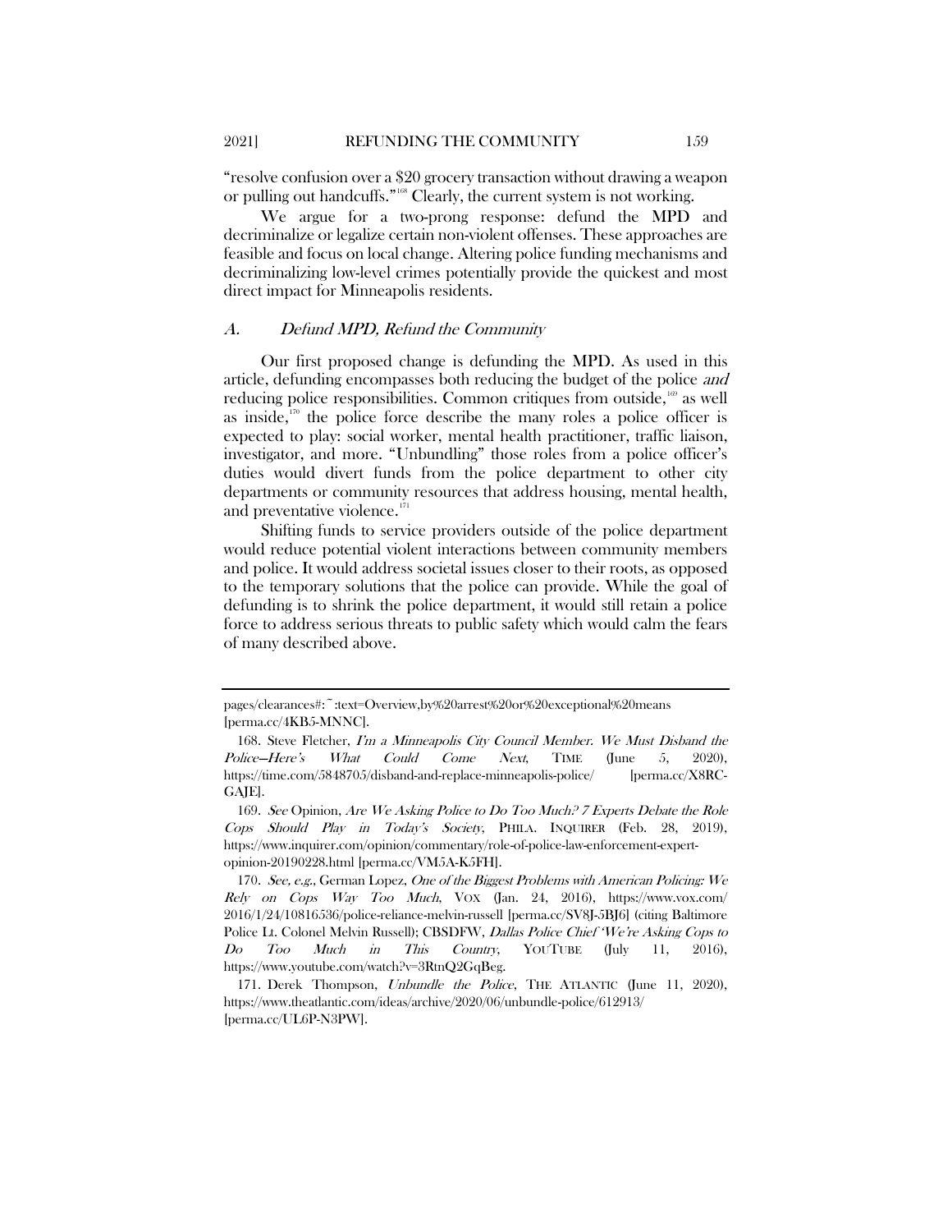"resolve confusion over a $20 grocery transaction without drawing a weapon or pulling out handcuffs."[168] Clearly, the current system is not working.

We argue for a two-prong response: defund the MPD and decriminalize or legalize certain non-violent offenses. These approaches are feasible and focus on local change. Altering police funding mechanisms and decriminalizing low-level crimes potentially provide the quickest and most direct impact for Minneapolis residents.

### A. *Defund MPD, Refund the Community*

Our first proposed change is defunding the MPD. As used in this article, defunding encompasses both reducing the budget of the police *and* reducing police responsibilities. Common critiques from outside,[169] as well as inside,[170] the police force describe the many roles a police officer is expected to play: social worker, mental health practitioner, traffic liaison, investigator, and more. "Unbundling" those roles from a police officer's duties would divert funds from the police department to other city departments or community resources that address housing, mental health, and preventative violence.[171]

Shifting funds to service providers outside of the police department would reduce potential violent interactions between community members and police. It would address societal issues closer to their roots, as opposed to the temporary solutions that the police can provide. While the goal of defunding is to shrink the police department, it would still retain a police force to address serious threats to public safety which would calm the fears of many described above.

---

pages/clearances#:~:text=Overview,by%20arrest%20or%20exceptional%20means [perma.cc/4KB5-MNNC].

168. Steve Fletcher, *I'm a Minneapolis City Council Member. We Must Disband the Police—Here's What Could Come Next*, TIME (June 5, 2020), https://time.com/5848705/disband-and-replace-minneapolis-police/ [perma.cc/X8RC-GAJE].

169. *See* Opinion, *Are We Asking Police to Do Too Much? 7 Experts Debate the Role Cops Should Play in Today's Society*, PHILA. INQUIRER (Feb. 28, 2019), https://www.inquirer.com/opinion/commentary/role-of-police-law-enforcement-expert-opinion-20190228.html [perma.cc/VM5A-K5FH].

170. *See, e.g.*, German Lopez, *One of the Biggest Problems with American Policing: We Rely on Cops Way Too Much*, VOX (Jan. 24, 2016), https://www.vox.com/2016/1/24/10816536/police-reliance-melvin-russell [perma.cc/SV8J-5BJ6] (citing Baltimore Police Lt. Colonel Melvin Russell); CBSDFW, *Dallas Police Chief 'We're Asking Cops to Do Too Much in This Country*, YOUTUBE (July 11, 2016), https://www.youtube.com/watch?v=3RtnQ2GqBeg.

171. Derek Thompson, *Unbundle the Police*, THE ATLANTIC (June 11, 2020), https://www.theatlantic.com/ideas/archive/2020/06/unbundle-police/612913/ [perma.cc/UL6P-N3PW].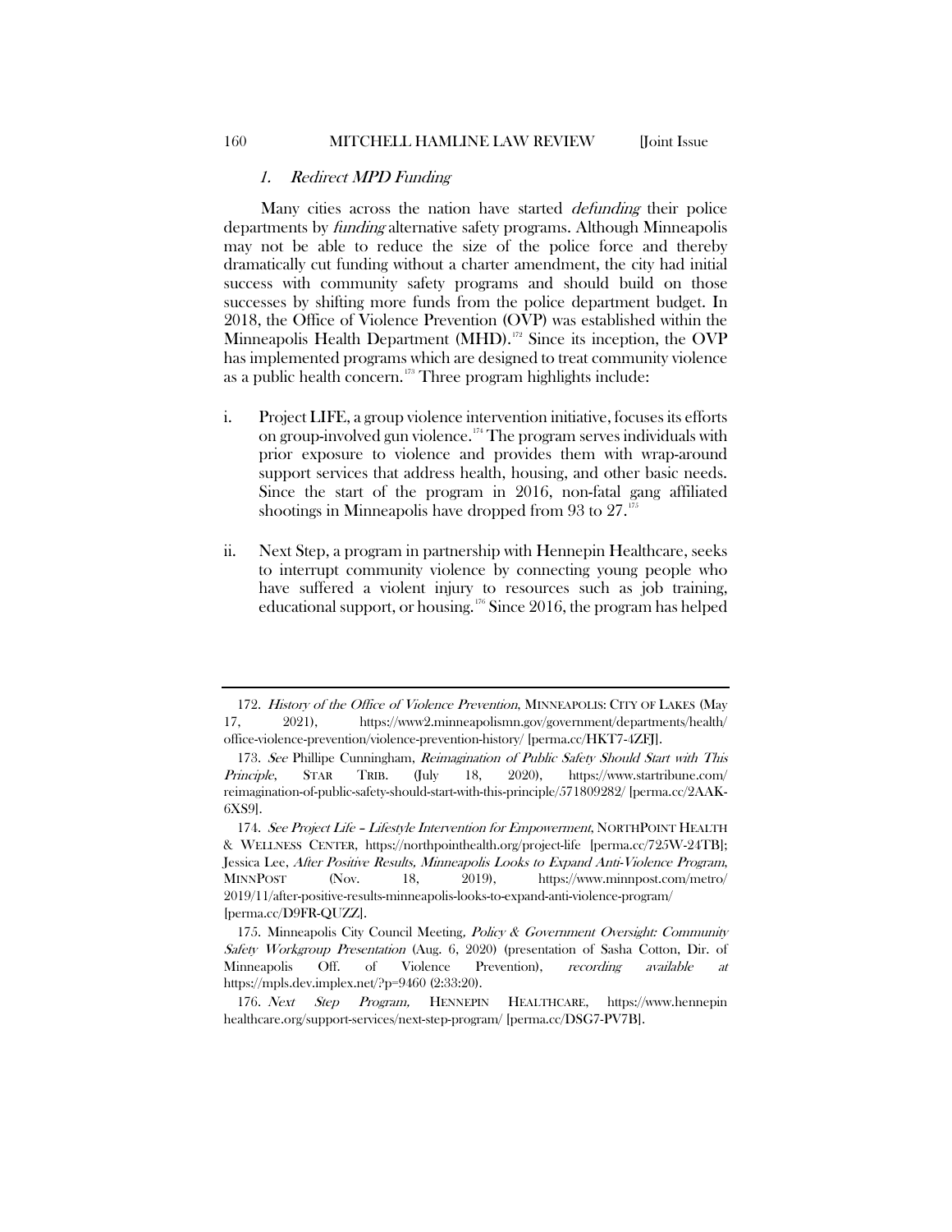### 1. *Redirect MPD Funding*

Many cities across the nation have started *defunding* their police departments by *funding* alternative safety programs. Although Minneapolis may not be able to reduce the size of the police force and thereby dramatically cut funding without a charter amendment, the city had initial success with community safety programs and should build on those successes by shifting more funds from the police department budget. In 2018, the Office of Violence Prevention (OVP) was established within the Minneapolis Health Department (MHD).[172] Since its inception, the OVP has implemented programs which are designed to treat community violence as a public health concern.[173] Three program highlights include:

i. Project LIFE, a group violence intervention initiative, focuses its efforts on group-involved gun violence.[174] The program serves individuals with prior exposure to violence and provides them with wrap-around support services that address health, housing, and other basic needs. Since the start of the program in 2016, non-fatal gang affiliated shootings in Minneapolis have dropped from 93 to 27.[175]

ii. Next Step, a program in partnership with Hennepin Healthcare, seeks to interrupt community violence by connecting young people who have suffered a violent injury to resources such as job training, educational support, or housing.[176] Since 2016, the program has helped

---

172. *History of the Office of Violence Prevention*, MINNEAPOLIS: CITY OF LAKES (May 17, 2021), https://www2.minneapolismn.gov/government/departments/health/office-violence-prevention/violence-prevention-history/ [perma.cc/HKT7-4ZFJ].

173. *See* Phillipe Cunningham, *Reimagination of Public Safety Should Start with This Principle*, STAR TRIB. (July 18, 2020), https://www.startribune.com/reimagination-of-public-safety-should-start-with-this-principle/571809282/ [perma.cc/2AAK-6XS9].

174. *See Project Life – Lifestyle Intervention for Empowerment*, NORTHPOINT HEALTH & WELLNESS CENTER, https://northpointhealth.org/project-life [perma.cc/725W-24TB]; Jessica Lee, *After Positive Results, Minneapolis Looks to Expand Anti-Violence Program*, MINNPOST (Nov. 18, 2019), https://www.minnpost.com/metro/2019/11/after-positive-results-minneapolis-looks-to-expand-anti-violence-program/ [perma.cc/D9FR-QUZZ].

175. Minneapolis City Council Meeting, *Policy & Government Oversight: Community Safety Workgroup Presentation* (Aug. 6, 2020) (presentation of Sasha Cotton, Dir. of Minneapolis Off. of Violence Prevention), *recording available at* https://mpls.dev.implex.net/?p=9460 (2:33:20).

176. *Next Step Program,* HENNEPIN HEALTHCARE, https://www.hennepinhealthcare.org/support-services/next-step-program/ [perma.cc/DSG7-PV7B].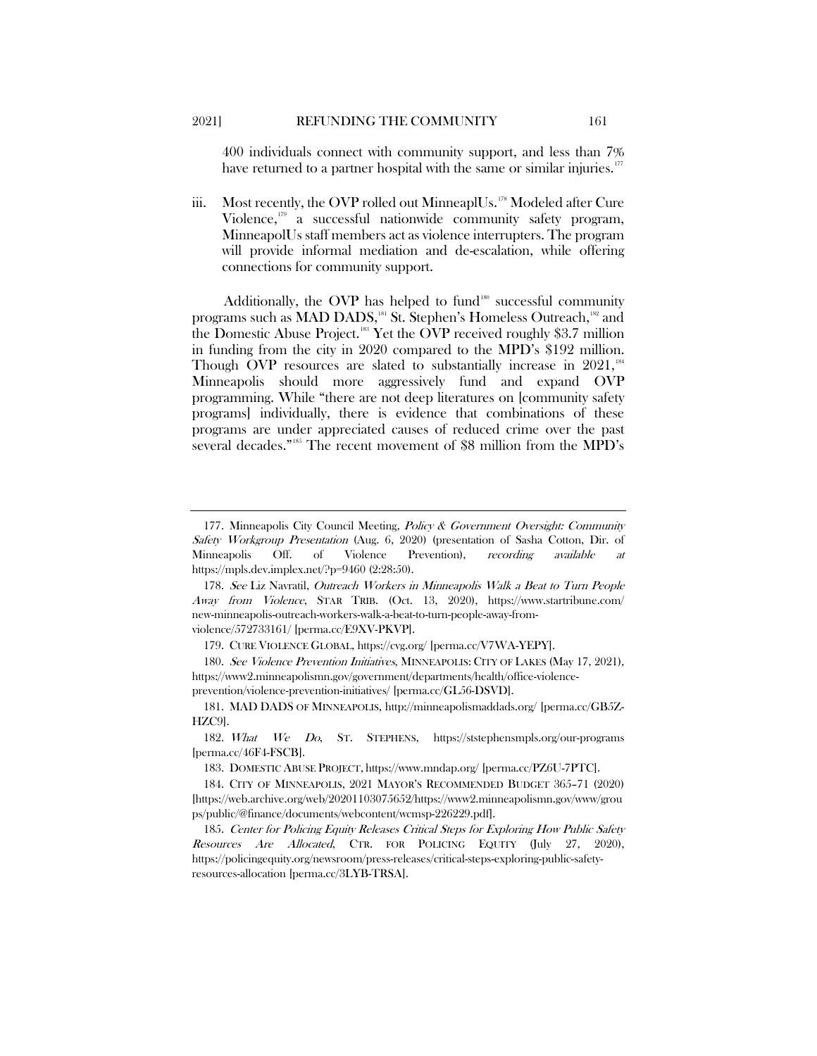400 individuals connect with community support, and less than 7% have returned to a partner hospital with the same or similar injuries.[177]

iii. Most recently, the OVP rolled out MinneaplUs.[178] Modeled after Cure Violence,[179] a successful nationwide community safety program, MinneapolUs staff members act as violence interrupters. The program will provide informal mediation and de-escalation, while offering connections for community support.

Additionally, the OVP has helped to fund[180] successful community programs such as MAD DADS,[181] St. Stephen's Homeless Outreach,[182] and the Domestic Abuse Project.[183] Yet the OVP received roughly \$3.7 million in funding from the city in 2020 compared to the MPD's \$192 million. Though OVP resources are slated to substantially increase in 2021,[184] Minneapolis should more aggressively fund and expand OVP programming. While "there are not deep literatures on [community safety programs] individually, there is evidence that combinations of these programs are under appreciated causes of reduced crime over the past several decades."[185] The recent movement of \$8 million from the MPD's

---

177. Minneapolis City Council Meeting, *Policy & Government Oversight: Community Safety Workgroup Presentation* (Aug. 6, 2020) (presentation of Sasha Cotton, Dir. of Minneapolis Off. of Violence Prevention), *recording available at* https://mpls.dev.implex.net/?p=9460 (2:28:50).

178. *See* Liz Navratil, *Outreach Workers in Minneapolis Walk a Beat to Turn People Away from Violence*, STAR TRIB. (Oct. 13, 2020), https://www.startribune.com/new-minneapolis-outreach-workers-walk-a-beat-to-turn-people-away-from-violence/572733161/ [perma.cc/E9XV-PKVP].

179. CURE VIOLENCE GLOBAL, https://cvg.org/ [perma.cc/V7WA-YEPY].

180. *See Violence Prevention Initiatives*, MINNEAPOLIS: CITY OF LAKES (May 17, 2021), https://www2.minneapolismn.gov/government/departments/health/office-violence-prevention/violence-prevention-initiatives/ [perma.cc/GL56-DSVD].

181. MAD DADS OF MINNEAPOLIS, http://minneapolismaddads.org/ [perma.cc/GB5Z-HZC9].

182. *What We Do*, ST. STEPHENS, https://ststephensmpls.org/our-programs [perma.cc/46F4-FSCB].

183. DOMESTIC ABUSE PROJECT, https://www.mndap.org/ [perma.cc/PZ6U-7PTC].

184. CITY OF MINNEAPOLIS, 2021 MAYOR'S RECOMMENDED BUDGET 365–71 (2020) [https://web.archive.org/web/20201103075652/https://www2.minneapolismn.gov/www/groups/public/@finance/documents/webcontent/wcmsp-226229.pdf].

185. *Center for Policing Equity Releases Critical Steps for Exploring How Public Safety Resources Are Allocated*, CTR. FOR POLICING EQUITY (July 27, 2020), https://policingequity.org/newsroom/press-releases/critical-steps-exploring-public-safety-resources-allocation [perma.cc/3LYB-TRSA].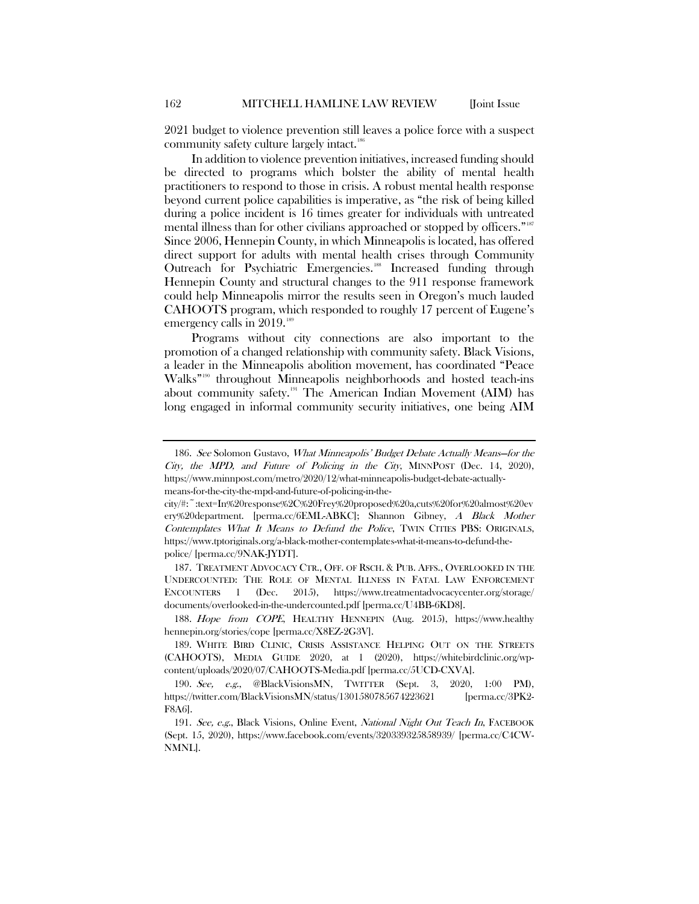2021 budget to violence prevention still leaves a police force with a suspect community safety culture largely intact.[186]

In addition to violence prevention initiatives, increased funding should be directed to programs which bolster the ability of mental health practitioners to respond to those in crisis. A robust mental health response beyond current police capabilities is imperative, as "the risk of being killed during a police incident is 16 times greater for individuals with untreated mental illness than for other civilians approached or stopped by officers."[187] Since 2006, Hennepin County, in which Minneapolis is located, has offered direct support for adults with mental health crises through Community Outreach for Psychiatric Emergencies.[188] Increased funding through Hennepin County and structural changes to the 911 response framework could help Minneapolis mirror the results seen in Oregon's much lauded CAHOOTS program, which responded to roughly 17 percent of Eugene's emergency calls in 2019.[189]

Programs without city connections are also important to the promotion of a changed relationship with community safety. Black Visions, a leader in the Minneapolis abolition movement, has coordinated "Peace Walks"[190] throughout Minneapolis neighborhoods and hosted teach-ins about community safety.[191] The American Indian Movement (AIM) has long engaged in informal community security initiatives, one being AIM

---

186. *See* Solomon Gustavo, *What Minneapolis' Budget Debate Actually Means—for the City, the MPD, and Future of Policing in the City*, MINNPOST (Dec. 14, 2020), https://www.minnpost.com/metro/2020/12/what-minneapolis-budget-debate-actually-means-for-the-city-the-mpd-and-future-of-policing-in-the-city/#:~:text=In%20response%2C%20Frey%20proposed%20a,cuts%20for%20almost%20every%20department. [perma.cc/6EML-ABKC]; Shannon Gibney, *A Black Mother Contemplates What It Means to Defund the Police*, TWIN CITIES PBS: ORIGINALS, https://www.tptoriginals.org/a-black-mother-contemplates-what-it-means-to-defund-the-police/ [perma.cc/9NAK-JYDT].

187. TREATMENT ADVOCACY CTR., OFF. OF RSCH. & PUB. AFFS., OVERLOOKED IN THE UNDERCOUNTED: THE ROLE OF MENTAL ILLNESS IN FATAL LAW ENFORCEMENT ENCOUNTERS 1 (Dec. 2015), https://www.treatmentadvocacycenter.org/storage/documents/overlooked-in-the-undercounted.pdf [perma.cc/U4BB-6KD8].

188. *Hope from COPE*, HEALTHY HENNEPIN (Aug. 2015), https://www.healthyhennepin.org/stories/cope [perma.cc/X8EZ-2G3V].

189. WHITE BIRD CLINIC, CRISIS ASSISTANCE HELPING OUT ON THE STREETS (CAHOOTS), MEDIA GUIDE 2020, at 1 (2020), https://whitebirdclinic.org/wp-content/uploads/2020/07/CAHOOTS-Media.pdf [perma.cc/5UCD-CXVA].

190. *See, e.g.*, @BlackVisionsMN, TWITTER (Sept. 3, 2020, 1:00 PM), https://twitter.com/BlackVisionsMN/status/1301580785674223621 [perma.cc/3PK2-F8A6].

191. *See, e.g.*, Black Visions, Online Event, *National Night Out Teach In*, FACEBOOK (Sept. 15, 2020), https://www.facebook.com/events/320339325858939/ [perma.cc/C4CW-NMNL].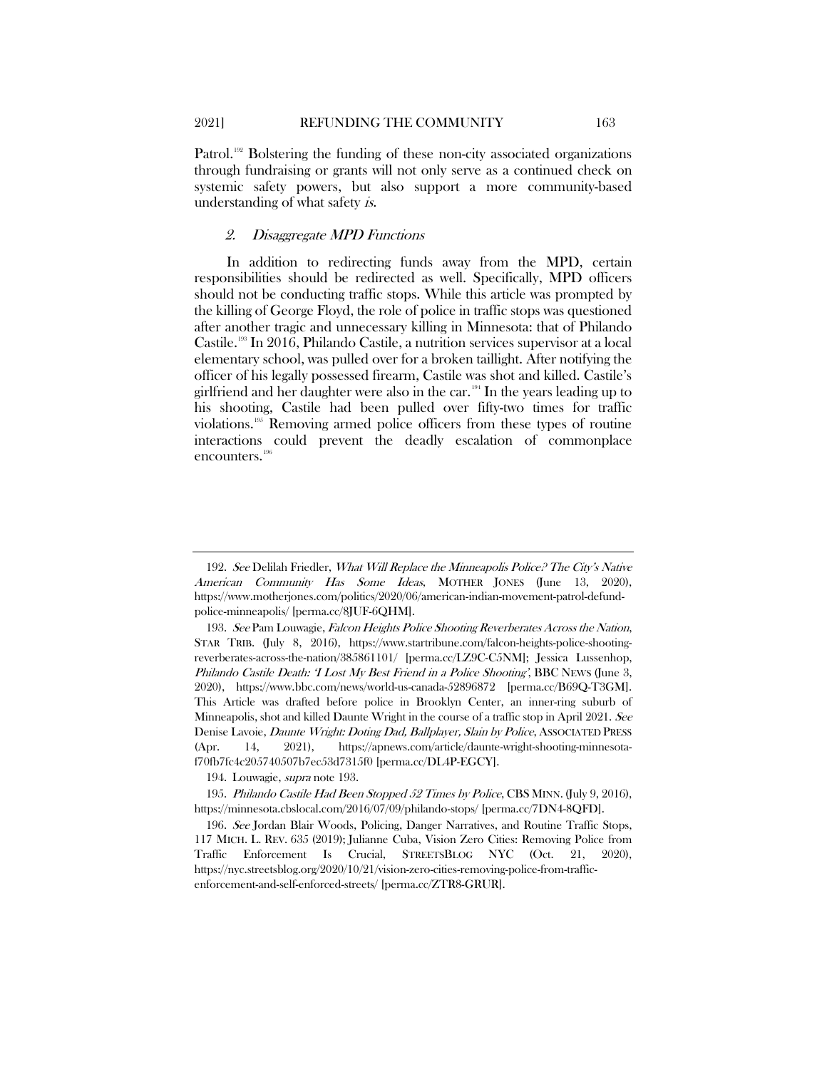Patrol.[192] Bolstering the funding of these non-city associated organizations through fundraising or grants will not only serve as a continued check on systemic safety powers, but also support a more community-based understanding of what safety *is*.

### *2. Disaggregate MPD Functions*

In addition to redirecting funds away from the MPD, certain responsibilities should be redirected as well. Specifically, MPD officers should not be conducting traffic stops. While this article was prompted by the killing of George Floyd, the role of police in traffic stops was questioned after another tragic and unnecessary killing in Minnesota: that of Philando Castile.[193] In 2016, Philando Castile, a nutrition services supervisor at a local elementary school, was pulled over for a broken taillight. After notifying the officer of his legally possessed firearm, Castile was shot and killed. Castile's girlfriend and her daughter were also in the car.[194] In the years leading up to his shooting, Castile had been pulled over fifty-two times for traffic violations.[195] Removing armed police officers from these types of routine interactions could prevent the deadly escalation of commonplace encounters.[196]

---

192. *See* Delilah Friedler, *What Will Replace the Minneapolis Police? The City's Native American Community Has Some Ideas*, MOTHER JONES (June 13, 2020), https://www.motherjones.com/politics/2020/06/american-indian-movement-patrol-defund-police-minneapolis/ [perma.cc/8JUF-6QHM].

193. *See* Pam Louwagie, *Falcon Heights Police Shooting Reverberates Across the Nation*, STAR TRIB. (July 8, 2016), https://www.startribune.com/falcon-heights-police-shooting-reverberates-across-the-nation/385861101/ [perma.cc/LZ9C-C5NM]; Jessica Lussenhop, *Philando Castile Death: 'I Lost My Best Friend in a Police Shooting'*, BBC NEWS (June 3, 2020), https://www.bbc.com/news/world-us-canada-52896872 [perma.cc/B69Q-T3GM]. This Article was drafted before police in Brooklyn Center, an inner-ring suburb of Minneapolis, shot and killed Daunte Wright in the course of a traffic stop in April 2021. *See* Denise Lavoie, *Daunte Wright: Doting Dad, Ballplayer, Slain by Police*, ASSOCIATED PRESS (Apr. 14, 2021), https://apnews.com/article/daunte-wright-shooting-minnesota-f70fb7fc4c205740507b7ec53d7315f0 [perma.cc/DL4P-EGCY].

194. Louwagie, *supra* note 193.

195. *Philando Castile Had Been Stopped 52 Times by Police*, CBS MINN. (July 9, 2016), https://minnesota.cbslocal.com/2016/07/09/philando-stops/ [perma.cc/7DN4-8QFD].

196. *See* Jordan Blair Woods, Policing, Danger Narratives, and Routine Traffic Stops, 117 MICH. L. REV. 635 (2019); Julianne Cuba, Vision Zero Cities: Removing Police from Traffic Enforcement Is Crucial, STREETSBLOG NYC (Oct. 21, 2020), https://nyc.streetsblog.org/2020/10/21/vision-zero-cities-removing-police-from-traffic-enforcement-and-self-enforced-streets/ [perma.cc/ZTR8-GRUR].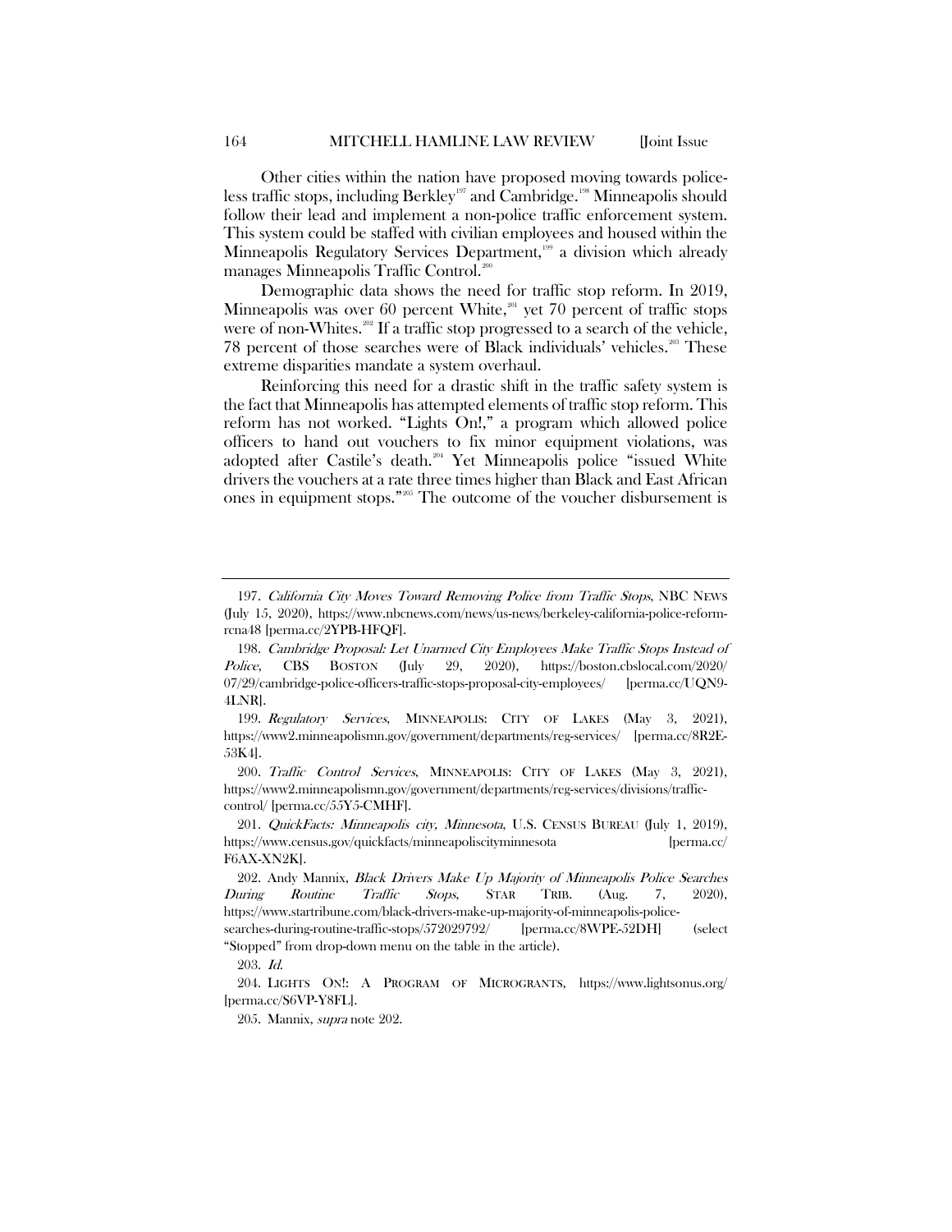Other cities within the nation have proposed moving towards police-less traffic stops, including Berkley[197] and Cambridge.[198] Minneapolis should follow their lead and implement a non-police traffic enforcement system. This system could be staffed with civilian employees and housed within the Minneapolis Regulatory Services Department,[199] a division which already manages Minneapolis Traffic Control.[200]

Demographic data shows the need for traffic stop reform. In 2019, Minneapolis was over 60 percent White,[201] yet 70 percent of traffic stops were of non-Whites.[202] If a traffic stop progressed to a search of the vehicle, 78 percent of those searches were of Black individuals' vehicles.[203] These extreme disparities mandate a system overhaul.

Reinforcing this need for a drastic shift in the traffic safety system is the fact that Minneapolis has attempted elements of traffic stop reform. This reform has not worked. "Lights On!," a program which allowed police officers to hand out vouchers to fix minor equipment violations, was adopted after Castile's death.[204] Yet Minneapolis police "issued White drivers the vouchers at a rate three times higher than Black and East African ones in equipment stops."[205] The outcome of the voucher disbursement is

---

197. *California City Moves Toward Removing Police from Traffic Stops*, NBC NEWS (July 15, 2020), https://www.nbcnews.com/news/us-news/berkeley-california-police-reform-rcna48 [perma.cc/2YPB-HFQF].

198. *Cambridge Proposal: Let Unarmed City Employees Make Traffic Stops Instead of Police*, CBS BOSTON (July 29, 2020), https://boston.cbslocal.com/2020/07/29/cambridge-police-officers-traffic-stops-proposal-city-employees/ [perma.cc/UQN9-4LNR].

199. *Regulatory Services*, MINNEAPOLIS: CITY OF LAKES (May 3, 2021), https://www2.minneapolismn.gov/government/departments/reg-services/ [perma.cc/8R2E-53K4].

200. *Traffic Control Services*, MINNEAPOLIS: CITY OF LAKES (May 3, 2021), https://www2.minneapolismn.gov/government/departments/reg-services/divisions/traffic-control/ [perma.cc/55Y5-CMHF].

201. *QuickFacts: Minneapolis city, Minnesota*, U.S. CENSUS BUREAU (July 1, 2019), https://www.census.gov/quickfacts/minneapoliscityminnesota [perma.cc/F6AX-XN2K].

202. Andy Mannix, *Black Drivers Make Up Majority of Minneapolis Police Searches During Routine Traffic Stops*, STAR TRIB. (Aug. 7, 2020), https://www.startribune.com/black-drivers-make-up-majority-of-minneapolis-police-searches-during-routine-traffic-stops/572029792/ [perma.cc/8WPE-52DH] (select "Stopped" from drop-down menu on the table in the article).

203. *Id.*

204. LIGHTS ON!: A PROGRAM OF MICROGRANTS, https://www.lightsonus.org/ [perma.cc/S6VP-Y8FL].

205. Mannix, *supra* note 202.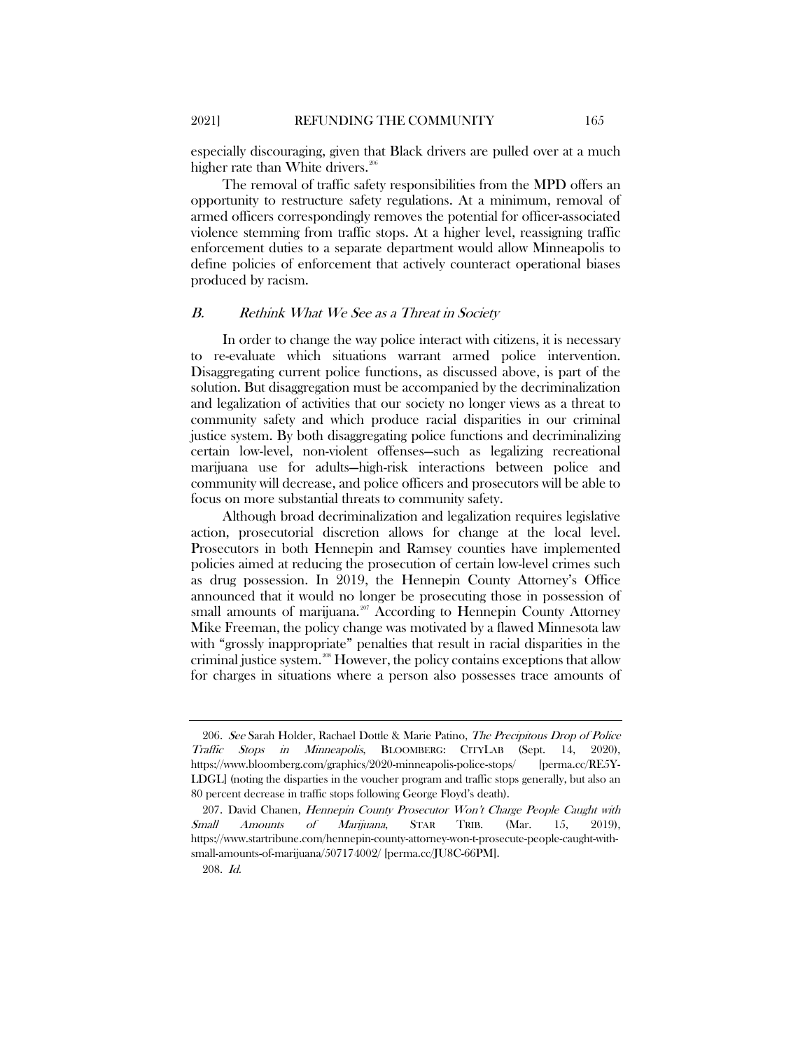especially discouraging, given that Black drivers are pulled over at a much higher rate than White drivers.[206]

The removal of traffic safety responsibilities from the MPD offers an opportunity to restructure safety regulations. At a minimum, removal of armed officers correspondingly removes the potential for officer-associated violence stemming from traffic stops. At a higher level, reassigning traffic enforcement duties to a separate department would allow Minneapolis to define policies of enforcement that actively counteract operational biases produced by racism.

### B. *Rethink What We See as a Threat in Society*

In order to change the way police interact with citizens, it is necessary to re-evaluate which situations warrant armed police intervention. Disaggregating current police functions, as discussed above, is part of the solution. But disaggregation must be accompanied by the decriminalization and legalization of activities that our society no longer views as a threat to community safety and which produce racial disparities in our criminal justice system. By both disaggregating police functions and decriminalizing certain low-level, non-violent offenses—such as legalizing recreational marijuana use for adults—high-risk interactions between police and community will decrease, and police officers and prosecutors will be able to focus on more substantial threats to community safety.

Although broad decriminalization and legalization requires legislative action, prosecutorial discretion allows for change at the local level. Prosecutors in both Hennepin and Ramsey counties have implemented policies aimed at reducing the prosecution of certain low-level crimes such as drug possession. In 2019, the Hennepin County Attorney's Office announced that it would no longer be prosecuting those in possession of small amounts of marijuana.[207] According to Hennepin County Attorney Mike Freeman, the policy change was motivated by a flawed Minnesota law with "grossly inappropriate" penalties that result in racial disparities in the criminal justice system.[208] However, the policy contains exceptions that allow for charges in situations where a person also possesses trace amounts of

---

206. *See* Sarah Holder, Rachael Dottle & Marie Patino, *The Precipitous Drop of Police Traffic Stops in Minneapolis*, BLOOMBERG: CITYLAB (Sept. 14, 2020), https://www.bloomberg.com/graphics/2020-minneapolis-police-stops/ [perma.cc/RE5Y-LDGL] (noting the disparities in the voucher program and traffic stops generally, but also an 80 percent decrease in traffic stops following George Floyd's death).

207. David Chanen, *Hennepin County Prosecutor Won't Charge People Caught with Small Amounts of Marijuana*, STAR TRIB. (Mar. 15, 2019), https://www.startribune.com/hennepin-county-attorney-won-t-prosecute-people-caught-with-small-amounts-of-marijuana/507174002/ [perma.cc/JU8C-66PM].

208. *Id.*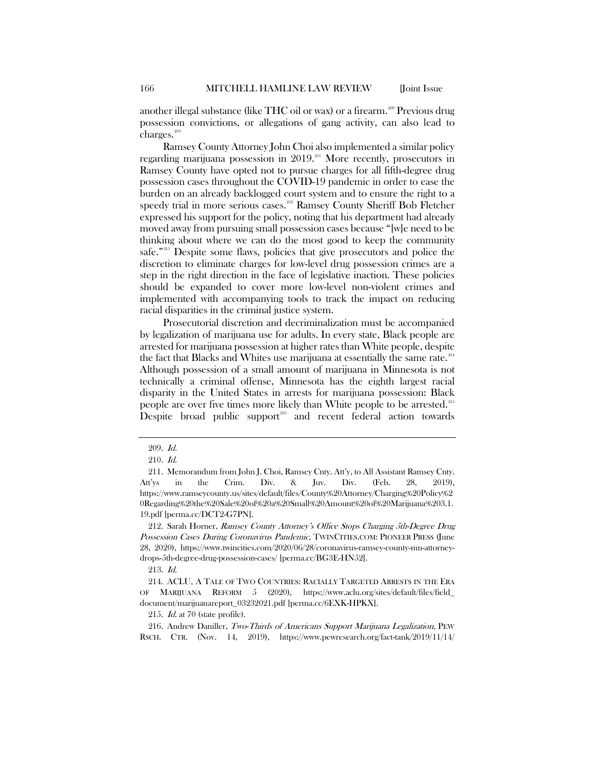another illegal substance (like THC oil or wax) or a firearm.[209] Previous drug possession convictions, or allegations of gang activity, can also lead to charges.[210]

Ramsey County Attorney John Choi also implemented a similar policy regarding marijuana possession in 2019.[211] More recently, prosecutors in Ramsey County have opted not to pursue charges for all fifth-degree drug possession cases throughout the COVID-19 pandemic in order to ease the burden on an already backlogged court system and to ensure the right to a speedy trial in more serious cases.[212] Ramsey County Sheriff Bob Fletcher expressed his support for the policy, noting that his department had already moved away from pursuing small possession cases because "[w]e need to be thinking about where we can do the most good to keep the community safe."[213] Despite some flaws, policies that give prosecutors and police the discretion to eliminate charges for low-level drug possession crimes are a step in the right direction in the face of legislative inaction. These policies should be expanded to cover more low-level non-violent crimes and implemented with accompanying tools to track the impact on reducing racial disparities in the criminal justice system.

Prosecutorial discretion and decriminalization must be accompanied by legalization of marijuana use for adults. In every state, Black people are arrested for marijuana possession at higher rates than White people, despite the fact that Blacks and Whites use marijuana at essentially the same rate.[214] Although possession of a small amount of marijuana in Minnesota is not technically a criminal offense, Minnesota has the eighth largest racial disparity in the United States in arrests for marijuana possession: Black people are over five times more likely than White people to be arrested.[215] Despite broad public support[216] and recent federal action towards

---

209. *Id.*

210. *Id.*

211. Memorandum from John J. Choi, Ramsey Cnty. Att'y, to All Assistant Ramsey Cnty. Att'ys in the Crim. Div. & Juv. Div. (Feb. 28, 2019), https://www.ramseycounty.us/sites/default/files/County%20Attorney/Charging%20Policy%20Regarding%20the%20Sale%20of%20a%20Small%20Amount%20of%20Marijuana%203.1.19.pdf [perma.cc/DCT2-G7PN].

212. Sarah Horner, *Ramsey County Attorney's Office Stops Charging 5th-Degree Drug Possession Cases During Coronavirus Pandemic*, TWINCITIES.COM: PIONEER PRESS (June 28, 2020), https://www.twincities.com/2020/06/28/coronavirus-ramsey-county-mn-attorney-drops-5th-degree-drug-possession-cases/ [perma.cc/BG3E-HN52].

213. *Id.*

214. ACLU, A TALE OF TWO COUNTRIES: RACIALLY TARGETED ARRESTS IN THE ERA OF MARIJUANA REFORM 5 (2020), https://www.aclu.org/sites/default/files/field_document/marijuanareport_03232021.pdf [perma.cc/6EXK-HPKX].

215. *Id.* at 70 (state profile).

216. Andrew Daniller, *Two-Thirds of Americans Support Marijuana Legalization*, PEW RSCH. CTR. (Nov. 14, 2019), https://www.pewresearch.org/fact-tank/2019/11/14/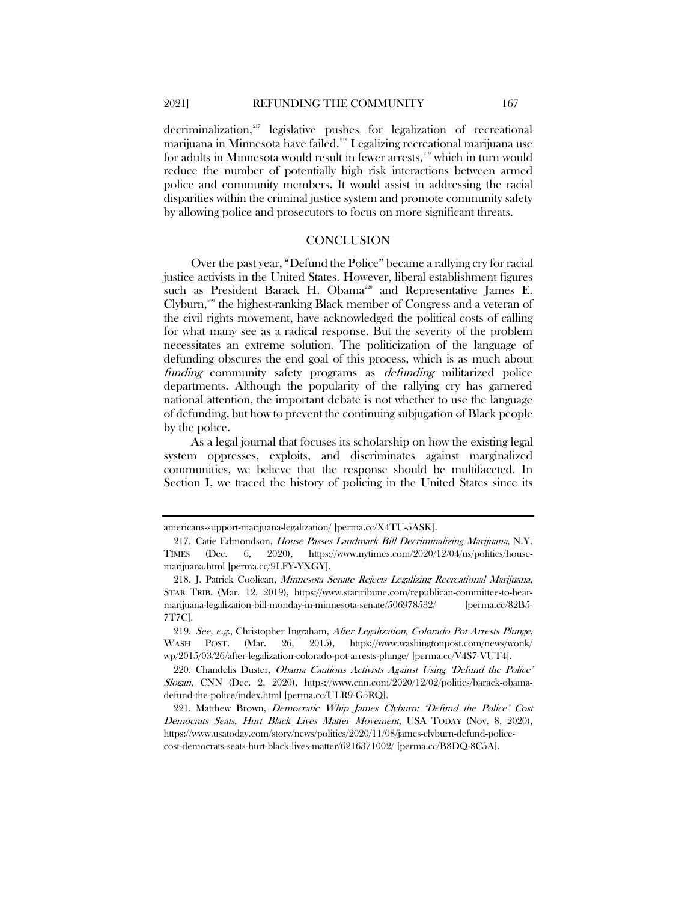decriminalization,[217] legislative pushes for legalization of recreational marijuana in Minnesota have failed.[218] Legalizing recreational marijuana use for adults in Minnesota would result in fewer arrests,[219] which in turn would reduce the number of potentially high risk interactions between armed police and community members. It would assist in addressing the racial disparities within the criminal justice system and promote community safety by allowing police and prosecutors to focus on more significant threats.

## CONCLUSION

Over the past year, "Defund the Police" became a rallying cry for racial justice activists in the United States. However, liberal establishment figures such as President Barack H. Obama[220] and Representative James E. Clyburn,[221] the highest-ranking Black member of Congress and a veteran of the civil rights movement, have acknowledged the political costs of calling for what many see as a radical response. But the severity of the problem necessitates an extreme solution. The politicization of the language of defunding obscures the end goal of this process, which is as much about *funding* community safety programs as *defunding* militarized police departments. Although the popularity of the rallying cry has garnered national attention, the important debate is not whether to use the language of defunding, but how to prevent the continuing subjugation of Black people by the police.

As a legal journal that focuses its scholarship on how the existing legal system oppresses, exploits, and discriminates against marginalized communities, we believe that the response should be multifaceted. In Section I, we traced the history of policing in the United States since its

---

americans-support-marijuana-legalization/ [perma.cc/X4TU-5ASK].

217. Catie Edmondson, *House Passes Landmark Bill Decriminalizing Marijuana*, N.Y. TIMES (Dec. 6, 2020), https://www.nytimes.com/2020/12/04/us/politics/house-marijuana.html [perma.cc/9LFY-YXGY].

218. J. Patrick Coolican, *Minnesota Senate Rejects Legalizing Recreational Marijuana*, STAR TRIB. (Mar. 12, 2019), https://www.startribune.com/republican-committee-to-hear-marijuana-legalization-bill-monday-in-minnesota-senate/506978532/ [perma.cc/82B5-7T7C].

219. *See, e.g.*, Christopher Ingraham, *After Legalization, Colorado Pot Arrests Plunge*, WASH POST. (Mar. 26, 2015), https://www.washingtonpost.com/news/wonk/wp/2015/03/26/after-legalization-colorado-pot-arrests-plunge/ [perma.cc/V4S7-VUT4].

220. Chandelis Duster, *Obama Cautions Activists Against Using 'Defund the Police' Slogan*, CNN (Dec. 2, 2020), https://www.cnn.com/2020/12/02/politics/barack-obama-defund-the-police/index.html [perma.cc/ULR9-G5RQ].

221. Matthew Brown, *Democratic Whip James Clyburn: 'Defund the Police' Cost Democrats Seats, Hurt Black Lives Matter Movement*, USA TODAY (Nov. 8, 2020), https://www.usatoday.com/story/news/politics/2020/11/08/james-clyburn-defund-police-cost-democrats-seats-hurt-black-lives-matter/6216371002/ [perma.cc/B8DQ-8C5A].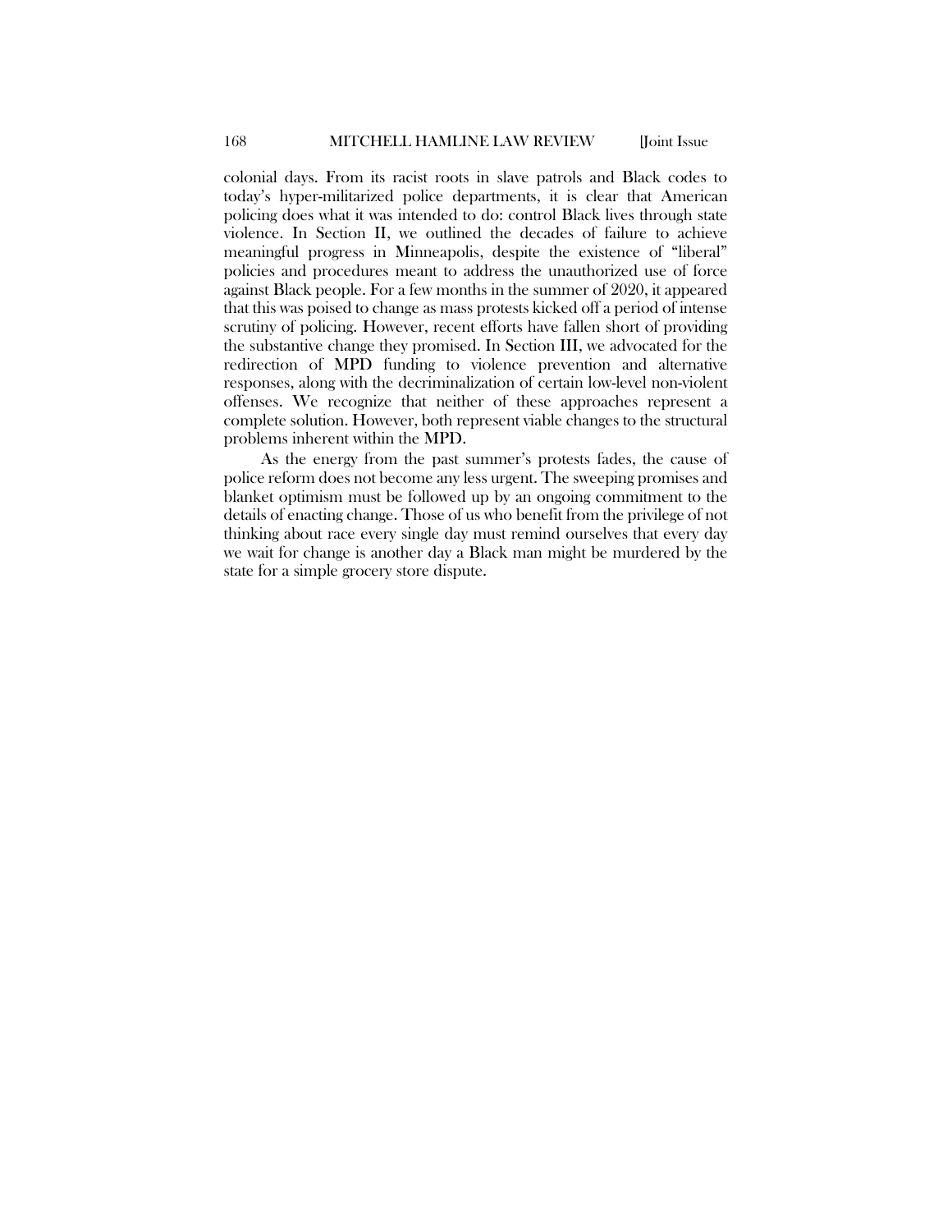colonial days. From its racist roots in slave patrols and Black codes to today's hyper-militarized police departments, it is clear that American policing does what it was intended to do: control Black lives through state violence. In Section II, we outlined the decades of failure to achieve meaningful progress in Minneapolis, despite the existence of "liberal" policies and procedures meant to address the unauthorized use of force against Black people. For a few months in the summer of 2020, it appeared that this was poised to change as mass protests kicked off a period of intense scrutiny of policing. However, recent efforts have fallen short of providing the substantive change they promised. In Section III, we advocated for the redirection of MPD funding to violence prevention and alternative responses, along with the decriminalization of certain low-level non-violent offenses. We recognize that neither of these approaches represent a complete solution. However, both represent viable changes to the structural problems inherent within the MPD.

As the energy from the past summer's protests fades, the cause of police reform does not become any less urgent. The sweeping promises and blanket optimism must be followed up by an ongoing commitment to the details of enacting change. Those of us who benefit from the privilege of not thinking about race every single day must remind ourselves that every day we wait for change is another day a Black man might be murdered by the state for a simple grocery store dispute.